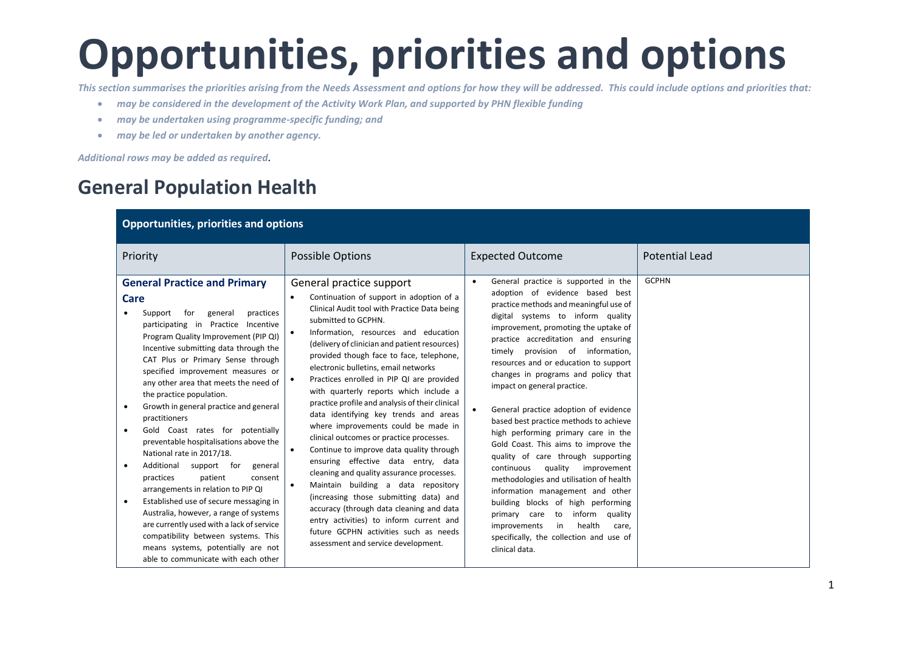# Opportunities, priorities and options

*This section summarises the priorities arising from the Needs Assessment and options for how they will be addressed. This could include options and priorities that:*

- *may be considered in the development of the Activity Work Plan, and supported by PHN flexible funding*
- *may be undertaken using programme-specific funding; and*
- *may be led or undertaken by another agency.*

*Additional rows may be added as required.*

## General Population Health

| Opportunities, priorities and options | | | |
|---|---|---|---|
| Priority | Possible Options | Expected Outcome | Potential Lead |
| **General Practice and Primary Care**<br>• Support for general practices participating in Practice Incentive Program Quality Improvement (PIP QI) Incentive submitting data through the CAT Plus or Primary Sense through specified improvement measures or any other area that meets the need of the practice population.<br>• Growth in general practice and general practitioners<br>• Gold Coast rates for potentially preventable hospitalisations above the National rate in 2017/18.<br>• Additional support for general practices patient consent arrangements in relation to PIP QI<br>• Established use of secure messaging in Australia, however, a range of systems are currently used with a lack of service compatibility between systems. This means systems, potentially are not able to communicate with each other | General practice support<br>• Continuation of support in adoption of a Clinical Audit tool with Practice Data being submitted to GCPHN.<br>• Information, resources and education (delivery of clinician and patient resources) provided though face to face, telephone, electronic bulletins, email networks<br>• Practices enrolled in PIP QI are provided with quarterly reports which include a practice profile and analysis of their clinical data identifying key trends and areas where improvements could be made in clinical outcomes or practice processes.<br>• Continue to improve data quality through ensuring effective data entry, data cleaning and quality assurance processes.<br>• Maintain building a data repository (increasing those submitting data) and accuracy (through data cleaning and data entry activities) to inform current and future GCPHN activities such as needs assessment and service development. | • General practice is supported in the adoption of evidence based best practice methods and meaningful use of digital systems to inform quality improvement, promoting the uptake of practice accreditation and ensuring timely provision of information, resources and or education to support changes in programs and policy that impact on general practice.<br>• General practice adoption of evidence based best practice methods to achieve high performing primary care in the Gold Coast. This aims to improve the quality of care through supporting continuous quality improvement methodologies and utilisation of health information management and other building blocks of high performing primary care to inform quality improvements in health care, specifically, the collection and use of clinical data. | GCPHN |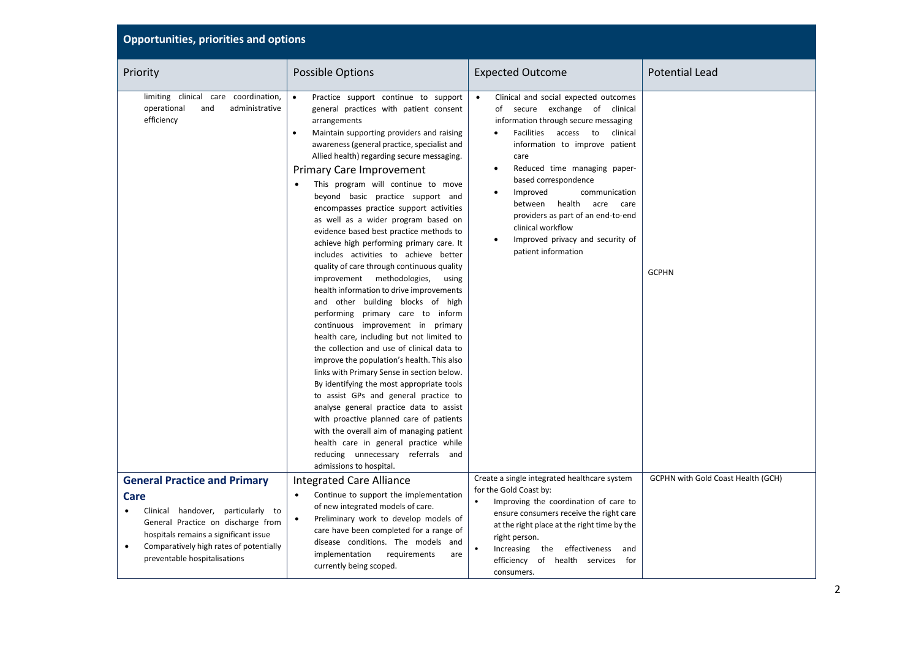## Opportunities, priorities and options

| Priority | Possible Options | Expected Outcome | Potential Lead |
|---|---|---|---|
| limiting clinical care coordination, operational and administrative efficiency | • Practice support continue to support general practices with patient consent arrangements<br>• Maintain supporting providers and raising awareness (general practice, specialist and Allied health) regarding secure messaging.<br>**Primary Care Improvement**<br>• This program will continue to move beyond basic practice support and encompasses practice support activities as well as a wider program based on evidence based best practice methods to achieve high performing primary care. It includes activities to achieve better quality of care through continuous quality improvement methodologies, using health information to drive improvements and other building blocks of high performing primary care to inform continuous improvement in primary health care, including but not limited to the collection and use of clinical data to improve the population's health. This also links with Primary Sense in section below. By identifying the most appropriate tools to assist GPs and general practice to analyse general practice data to assist with proactive planned care of patients with the overall aim of managing patient health care in general practice while reducing unnecessary referrals and admissions to hospital. | • Clinical and social expected outcomes of secure exchange of clinical information through secure messaging<br>  • Facilities access to clinical information to improve patient care<br>  • Reduced time managing paper-based correspondence<br>  • Improved communication between health acre care providers as part of an end-to-end clinical workflow<br>  • Improved privacy and security of patient information | GCPHN |
| **General Practice and Primary Care**<br>• Clinical handover, particularly to General Practice on discharge from hospitals remains a significant issue<br>• Comparatively high rates of potentially preventable hospitalisations | **Integrated Care Alliance**<br>• Continue to support the implementation of new integrated models of care.<br>• Preliminary work to develop models of care have been completed for a range of disease conditions. The models and implementation requirements are currently being scoped. | Create a single integrated healthcare system for the Gold Coast by:<br>• Improving the coordination of care to ensure consumers receive the right care at the right place at the right time by the right person.<br>• Increasing the effectiveness and efficiency of health services for consumers. | GCPHN with Gold Coast Health (GCH) |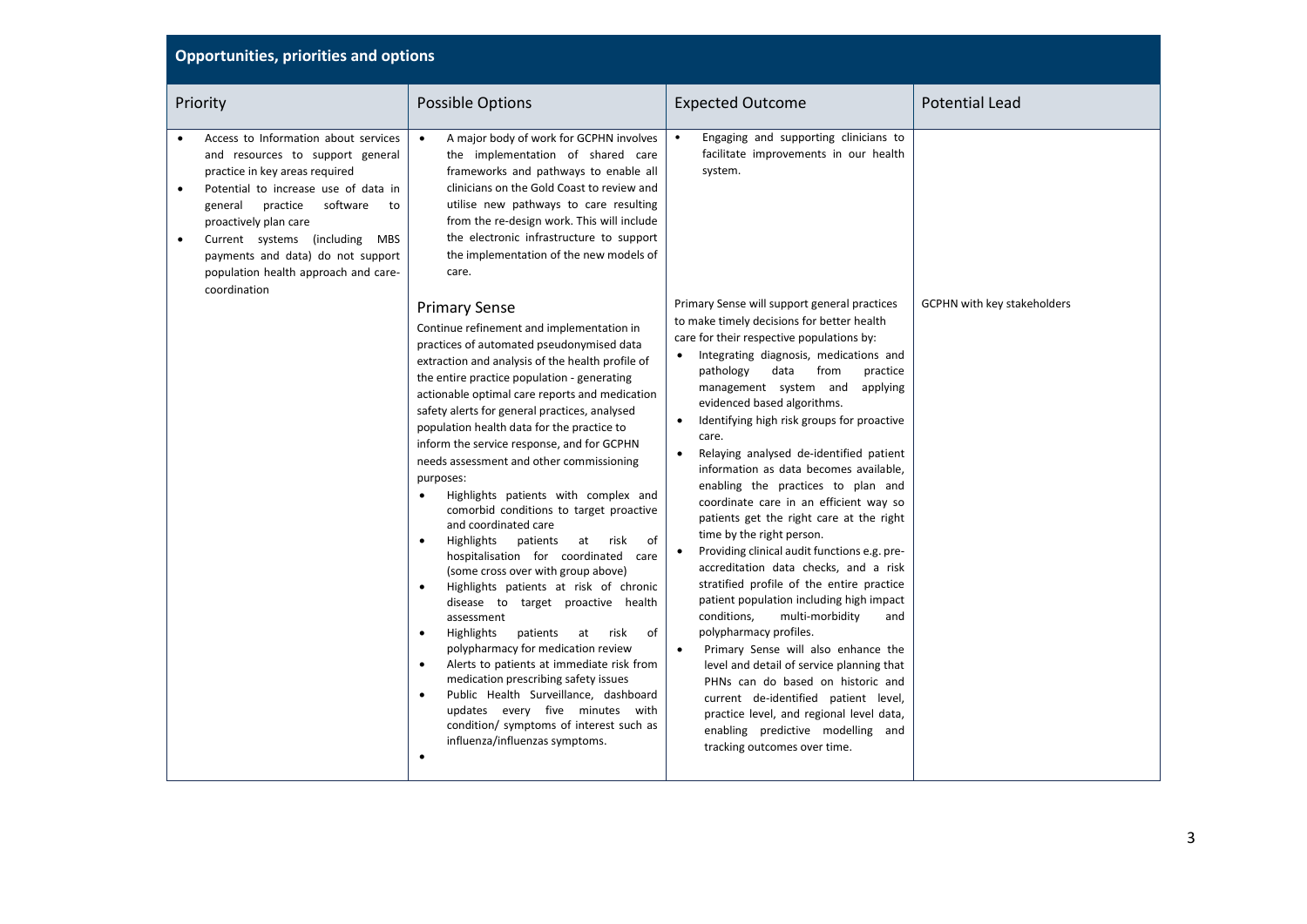## Opportunities, priorities and options

| Priority | Possible Options | Expected Outcome | Potential Lead |
|---|---|---|---|
| • Access to Information about services and resources to support general practice in key areas required<br>• Potential to increase use of data in general practice software to proactively plan care<br>• Current systems (including MBS payments and data) do not support population health approach and care-coordination | • A major body of work for GCPHN involves the implementation of shared care frameworks and pathways to enable all clinicians on the Gold Coast to review and utilise new pathways to care resulting from the re-design work. This will include the electronic infrastructure to support the implementation of the new models of care. | • Engaging and supporting clinicians to facilitate improvements in our health system. | |
| | **Primary Sense**<br>Continue refinement and implementation in practices of automated pseudonymised data extraction and analysis of the health profile of the entire practice population - generating actionable optimal care reports and medication safety alerts for general practices, analysed population health data for the practice to inform the service response, and for GCPHN needs assessment and other commissioning purposes:<br>• Highlights patients with complex and comorbid conditions to target proactive and coordinated care<br>• Highlights patients at risk of hospitalisation for coordinated care (some cross over with group above)<br>• Highlights patients at risk of chronic disease to target proactive health assessment<br>• Highlights patients at risk of polypharmacy for medication review<br>• Alerts to patients at immediate risk from medication prescribing safety issues<br>• Public Health Surveillance, dashboard updates every five minutes with condition/ symptoms of interest such as influenza/influenzas symptoms.<br>• | Primary Sense will support general practices to make timely decisions for better health care for their respective populations by:<br>• Integrating diagnosis, medications and pathology data from practice management system and applying evidenced based algorithms.<br>• Identifying high risk groups for proactive care.<br>• Relaying analysed de-identified patient information as data becomes available, enabling the practices to plan and coordinate care in an efficient way so patients get the right care at the right time by the right person.<br>• Providing clinical audit functions e.g. pre-accreditation data checks, and a risk stratified profile of the entire practice patient population including high impact conditions, multi-morbidity and polypharmacy profiles.<br>• Primary Sense will also enhance the level and detail of service planning that PHNs can do based on historic and current de-identified patient level, practice level, and regional level data, enabling predictive modelling and tracking outcomes over time. | GCPHN with key stakeholders |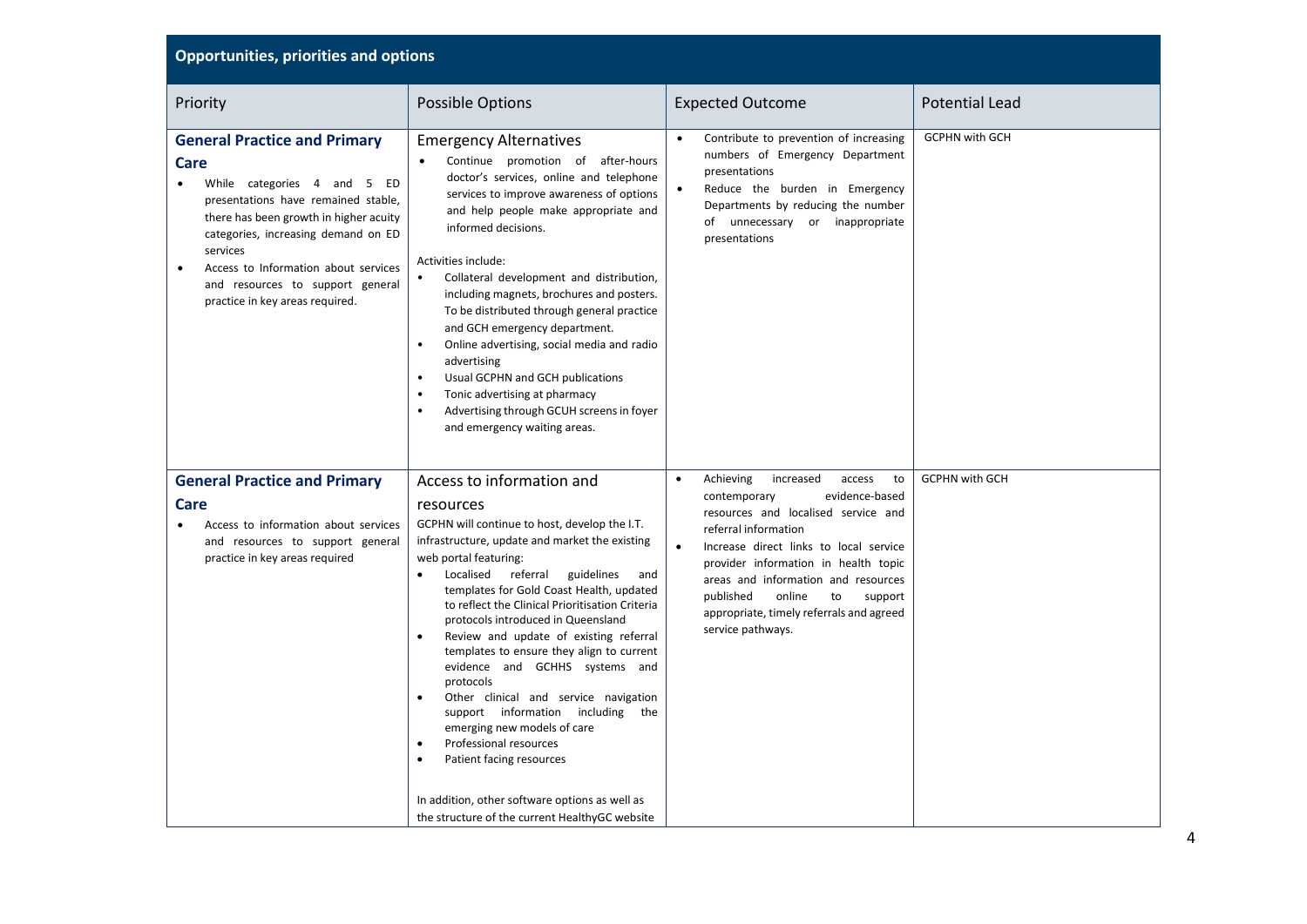| Opportunities, priorities and options | | | |
|---|---|---|---|
| Priority | Possible Options | Expected Outcome | Potential Lead |
| **General Practice and Primary Care**<br>• While categories 4 and 5 ED presentations have remained stable, there has been growth in higher acuity categories, increasing demand on ED services<br>• Access to Information about services and resources to support general practice in key areas required. | Emergency Alternatives<br>• Continue promotion of after-hours doctor's services, online and telephone services to improve awareness of options and help people make appropriate and informed decisions.<br><br>Activities include:<br>• Collateral development and distribution, including magnets, brochures and posters. To be distributed through general practice and GCH emergency department.<br>• Online advertising, social media and radio advertising<br>• Usual GCPHN and GCH publications<br>• Tonic advertising at pharmacy<br>• Advertising through GCUH screens in foyer and emergency waiting areas. | • Contribute to prevention of increasing numbers of Emergency Department presentations<br>• Reduce the burden in Emergency Departments by reducing the number of unnecessary or inappropriate presentations | GCPHN with GCH |
| **General Practice and Primary Care**<br>• Access to information about services and resources to support general practice in key areas required | Access to information and resources<br>GCPHN will continue to host, develop the I.T. infrastructure, update and market the existing web portal featuring:<br>• Localised referral guidelines and templates for Gold Coast Health, updated to reflect the Clinical Prioritisation Criteria protocols introduced in Queensland<br>• Review and update of existing referral templates to ensure they align to current evidence and GCHHS systems and protocols<br>• Other clinical and service navigation support information including the emerging new models of care<br>• Professional resources<br>• Patient facing resources<br><br>In addition, other software options as well as the structure of the current HealthyGC website | • Achieving increased access to contemporary evidence-based resources and localised service and referral information<br>• Increase direct links to local service provider information in health topic areas and information and resources published online to support appropriate, timely referrals and agreed service pathways. | GCPHN with GCH |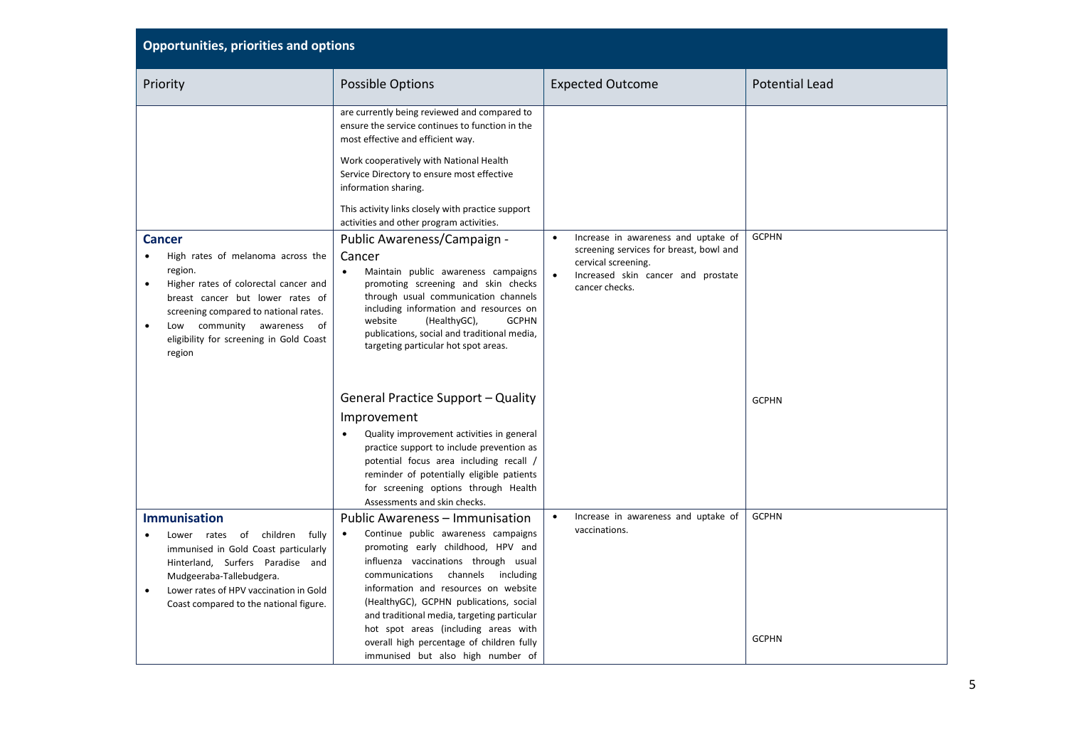## Opportunities, priorities and options

| Priority | Possible Options | Expected Outcome | Potential Lead |
|---|---|---|---|
| | are currently being reviewed and compared to ensure the service continues to function in the most effective and efficient way.<br><br>Work cooperatively with National Health Service Directory to ensure most effective information sharing.<br><br>This activity links closely with practice support activities and other program activities. | | |
| **Cancer**<br>• High rates of melanoma across the region.<br>• Higher rates of colorectal cancer and breast cancer but lower rates of screening compared to national rates.<br>• Low community awareness of eligibility for screening in Gold Coast region | Public Awareness/Campaign - Cancer<br>• Maintain public awareness campaigns promoting screening and skin checks through usual communication channels including information and resources on website (HealthyGC), GCPHN publications, social and traditional media, targeting particular hot spot areas. | • Increase in awareness and uptake of screening services for breast, bowl and cervical screening.<br>• Increased skin cancer and prostate cancer checks. | GCPHN |
| | General Practice Support – Quality Improvement<br>• Quality improvement activities in general practice support to include prevention as potential focus area including recall / reminder of potentially eligible patients for screening options through Health Assessments and skin checks. | | GCPHN |
| **Immunisation**<br>• Lower rates of children fully immunised in Gold Coast particularly Hinterland, Surfers Paradise and Mudgeeraba-Tallebudgera.<br>• Lower rates of HPV vaccination in Gold Coast compared to the national figure. | Public Awareness – Immunisation<br>• Continue public awareness campaigns promoting early childhood, HPV and influenza vaccinations through usual communications channels including information and resources on website (HealthyGC), GCPHN publications, social and traditional media, targeting particular hot spot areas (including areas with overall high percentage of children fully immunised but also high number of | • Increase in awareness and uptake of vaccinations. | GCPHN<br><br>GCPHN |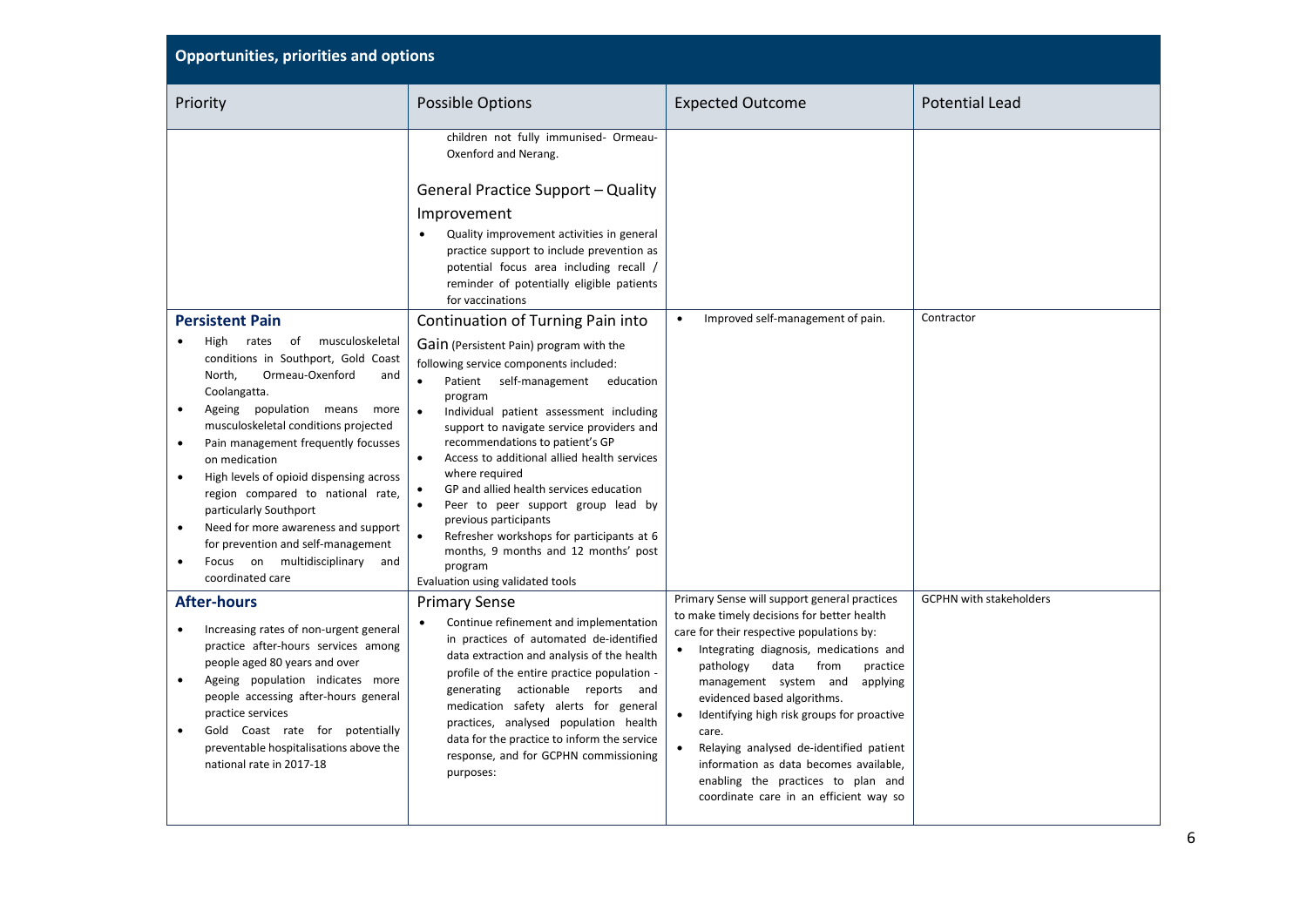## Opportunities, priorities and options

| Priority | Possible Options | Expected Outcome | Potential Lead |
|---|---|---|---|
| | children not fully immunised- Ormeau-Oxenford and Nerang.<br><br>General Practice Support – Quality Improvement<br>• Quality improvement activities in general practice support to include prevention as potential focus area including recall / reminder of potentially eligible patients for vaccinations | | |
| **Persistent Pain**<br>• High rates of musculoskeletal conditions in Southport, Gold Coast North, Ormeau-Oxenford and Coolangatta.<br>• Ageing population means more musculoskeletal conditions projected<br>• Pain management frequently focusses on medication<br>• High levels of opioid dispensing across region compared to national rate, particularly Southport<br>• Need for more awareness and support for prevention and self-management<br>• Focus on multidisciplinary and coordinated care | Continuation of Turning Pain into Gain (Persistent Pain) program with the following service components included:<br>• Patient self-management education program<br>• Individual patient assessment including support to navigate service providers and recommendations to patient's GP<br>• Access to additional allied health services where required<br>• GP and allied health services education<br>• Peer to peer support group lead by previous participants<br>• Refresher workshops for participants at 6 months, 9 months and 12 months' post program<br>Evaluation using validated tools | • Improved self-management of pain. | Contractor |
| **After-hours**<br>• Increasing rates of non-urgent general practice after-hours services among people aged 80 years and over<br>• Ageing population indicates more people accessing after-hours general practice services<br>• Gold Coast rate for potentially preventable hospitalisations above the national rate in 2017-18 | Primary Sense<br>• Continue refinement and implementation in practices of automated de-identified data extraction and analysis of the health profile of the entire practice population - generating actionable reports and medication safety alerts for general practices, analysed population health data for the practice to inform the service response, and for GCPHN commissioning purposes: | Primary Sense will support general practices to make timely decisions for better health care for their respective populations by:<br>• Integrating diagnosis, medications and pathology data from practice management system and applying evidenced based algorithms.<br>• Identifying high risk groups for proactive care.<br>• Relaying analysed de-identified patient information as data becomes available, enabling the practices to plan and coordinate care in an efficient way so | GCPHN with stakeholders |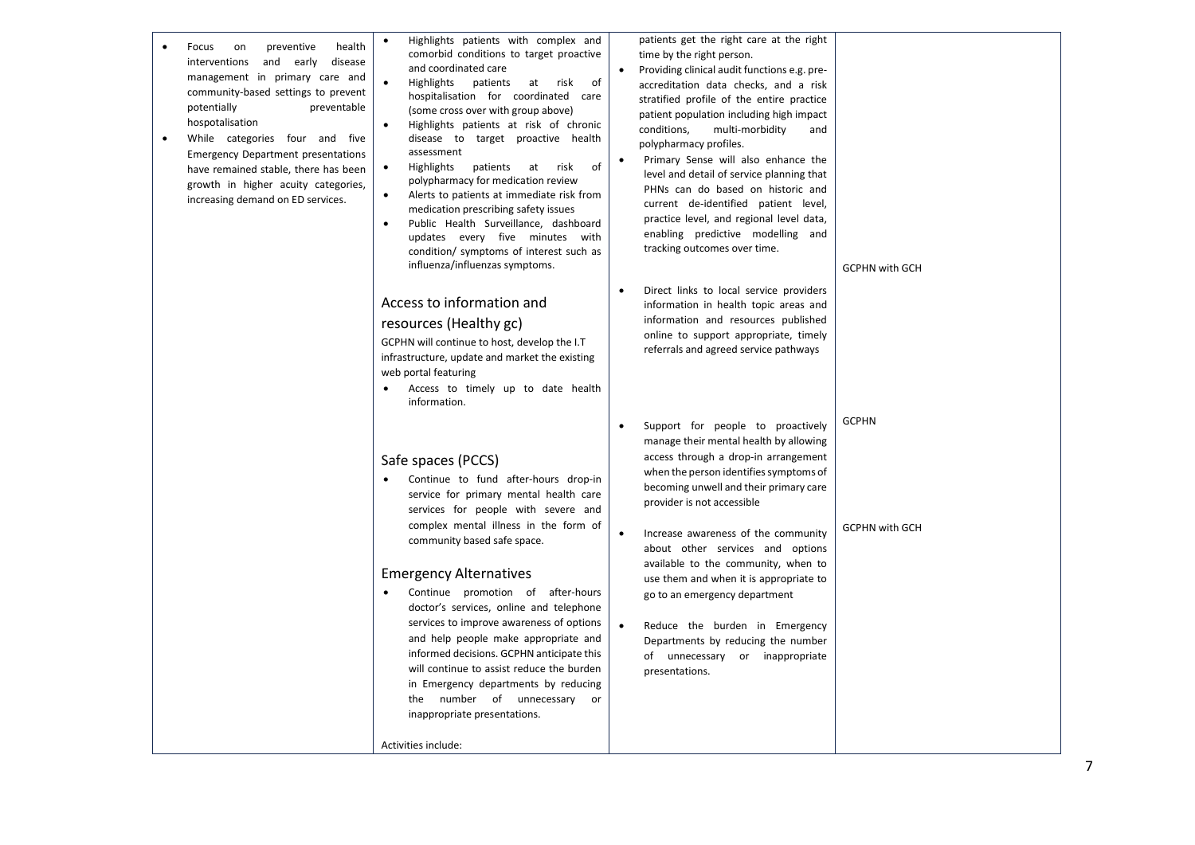| | | | |
|---|---|---|---|
| • Focus on preventive health interventions and early disease management in primary care and community-based settings to prevent potentially preventable hospotalisation<br>• While categories four and five Emergency Department presentations have remained stable, there has been growth in higher acuity categories, increasing demand on ED services. | • Highlights patients with complex and comorbid conditions to target proactive and coordinated care<br>• Highlights patients at risk of hospitalisation for coordinated care (some cross over with group above)<br>• Highlights patients at risk of chronic disease to target proactive health assessment<br>• Highlights patients at risk of polypharmacy for medication review<br>• Alerts to patients at immediate risk from medication prescribing safety issues<br>• Public Health Surveillance, dashboard updates every five minutes with condition/ symptoms of interest such as influenza/influenzas symptoms. | patients get the right care at the right time by the right person.<br>• Providing clinical audit functions e.g. pre-accreditation data checks, and a risk stratified profile of the entire practice patient population including high impact conditions, multi-morbidity and polypharmacy profiles.<br>• Primary Sense will also enhance the level and detail of service planning that PHNs can do based on historic and current de-identified patient level, practice level, and regional level data, enabling predictive modelling and tracking outcomes over time. | GCPHN with GCH |
| | **Access to information and resources (Healthy gc)**<br>GCPHN will continue to host, develop the I.T infrastructure, update and market the existing web portal featuring<br>• Access to timely up to date health information. | • Direct links to local service providers information in health topic areas and information and resources published online to support appropriate, timely referrals and agreed service pathways | GCPHN |
| | **Safe spaces (PCCS)**<br>• Continue to fund after-hours drop-in service for primary mental health care services for people with severe and complex mental illness in the form of community based safe space. | • Support for people to proactively manage their mental health by allowing access through a drop-in arrangement when the person identifies symptoms of becoming unwell and their primary care provider is not accessible | GCPHN with GCH |
| | **Emergency Alternatives**<br>• Continue promotion of after-hours doctor's services, online and telephone services to improve awareness of options and help people make appropriate and informed decisions. GCPHN anticipate this will continue to assist reduce the burden in Emergency departments by reducing the number of unnecessary or inappropriate presentations.<br><br>Activities include: | • Increase awareness of the community about other services and options available to the community, when to use them and when it is appropriate to go to an emergency department<br>• Reduce the burden in Emergency Departments by reducing the number of unnecessary or inappropriate presentations. | |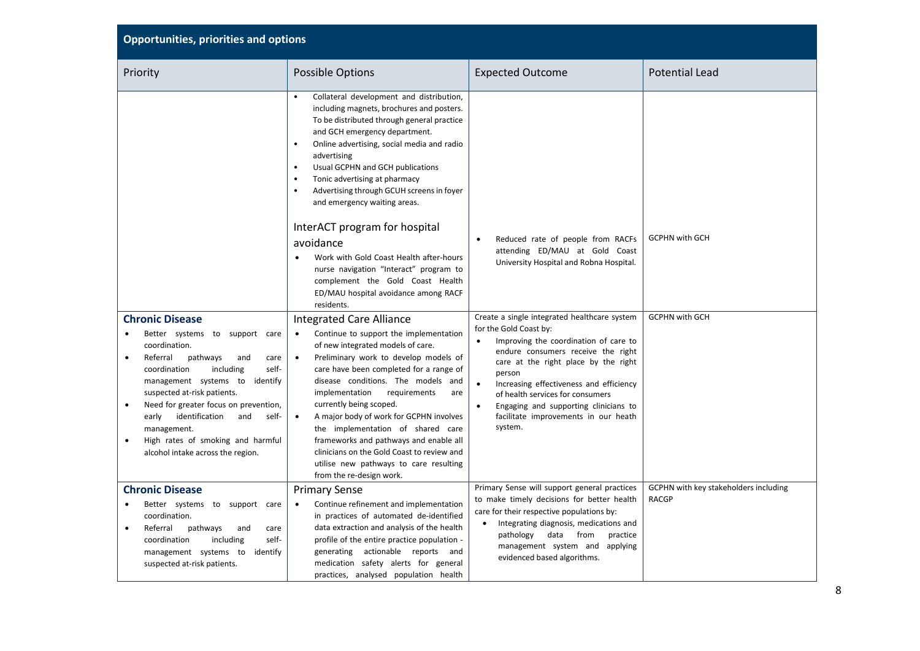## Opportunities, priorities and options

| Priority | Possible Options | Expected Outcome | Potential Lead |
| --- | --- | --- | --- |
| | • Collateral development and distribution, including magnets, brochures and posters. To be distributed through general practice and GCH emergency department.<br>• Online advertising, social media and radio advertising<br>• Usual GCPHN and GCH publications<br>• Tonic advertising at pharmacy<br>• Advertising through GCUH screens in foyer and emergency waiting areas.<br><br>InterACT program for hospital avoidance<br>• Work with Gold Coast Health after-hours nurse navigation "Interact" program to complement the Gold Coast Health ED/MAU hospital avoidance among RACF residents. | • Reduced rate of people from RACFs attending ED/MAU at Gold Coast University Hospital and Robna Hospital. | GCPHN with GCH |
| **Chronic Disease**<br>• Better systems to support care coordination.<br>• Referral pathways and care coordination including self-management systems to identify suspected at-risk patients.<br>• Need for greater focus on prevention, early identification and self-management.<br>• High rates of smoking and harmful alcohol intake across the region. | Integrated Care Alliance<br>• Continue to support the implementation of new integrated models of care.<br>• Preliminary work to develop models of care have been completed for a range of disease conditions. The models and implementation requirements are currently being scoped.<br>• A major body of work for GCPHN involves the implementation of shared care frameworks and pathways and enable all clinicians on the Gold Coast to review and utilise new pathways to care resulting from the re-design work. | Create a single integrated healthcare system for the Gold Coast by:<br>• Improving the coordination of care to endure consumers receive the right care at the right place by the right person<br>• Increasing effectiveness and efficiency of health services for consumers<br>• Engaging and supporting clinicians to facilitate improvements in our heath system. | GCPHN with GCH |
| **Chronic Disease**<br>• Better systems to support care coordination.<br>• Referral pathways and care coordination including self-management systems to identify suspected at-risk patients. | Primary Sense<br>• Continue refinement and implementation in practices of automated de-identified data extraction and analysis of the health profile of the entire practice population - generating actionable reports and medication safety alerts for general practices, analysed population health | Primary Sense will support general practices to make timely decisions for better health care for their respective populations by:<br>• Integrating diagnosis, medications and pathology data from practice management system and applying evidenced based algorithms. | GCPHN with key stakeholders including RACGP |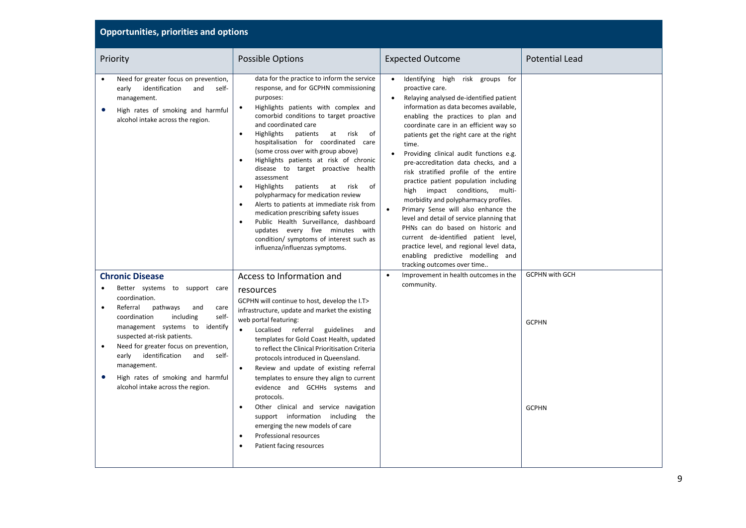## Opportunities, priorities and options

| Priority | Possible Options | Expected Outcome | Potential Lead |
|---|---|---|---|
| • Need for greater focus on prevention, early identification and self-management.<br>• High rates of smoking and harmful alcohol intake across the region. | data for the practice to inform the service response, and for GCPHN commissioning purposes:<br>• Highlights patients with complex and comorbid conditions to target proactive and coordinated care<br>• Highlights patients at risk of hospitalisation for coordinated care (some cross over with group above)<br>• Highlights patients at risk of chronic disease to target proactive health assessment<br>• Highlights patients at risk of polypharmacy for medication review<br>• Alerts to patients at immediate risk from medication prescribing safety issues<br>• Public Health Surveillance, dashboard updates every five minutes with condition/ symptoms of interest such as influenza/influenzas symptoms. | • Identifying high risk groups for proactive care.<br>• Relaying analysed de-identified patient information as data becomes available, enabling the practices to plan and coordinate care in an efficient way so patients get the right care at the right time.<br>• Providing clinical audit functions e.g. pre-accreditation data checks, and a risk stratified profile of the entire practice patient population including high impact conditions, multi-morbidity and polypharmacy profiles.<br>• Primary Sense will also enhance the level and detail of service planning that PHNs can do based on historic and current de-identified patient level, practice level, and regional level data, enabling predictive modelling and tracking outcomes over time.. | |
| **Chronic Disease**<br>• Better systems to support care coordination.<br>• Referral pathways and care coordination including self-management systems to identify suspected at-risk patients.<br>• Need for greater focus on prevention, early identification and self-management.<br>• High rates of smoking and harmful alcohol intake across the region. | Access to Information and resources<br>GCPHN will continue to host, develop the I.T> infrastructure, update and market the existing web portal featuring:<br>• Localised referral guidelines and templates for Gold Coast Health, updated to reflect the Clinical Prioritisation Criteria protocols introduced in Queensland.<br>• Review and update of existing referral templates to ensure they align to current evidence and GCHHs systems and protocols.<br>• Other clinical and service navigation support information including the emerging the new models of care<br>• Professional resources<br>• Patient facing resources | • Improvement in health outcomes in the community. | GCPHN with GCH<br><br>GCPHN<br><br>GCPHN |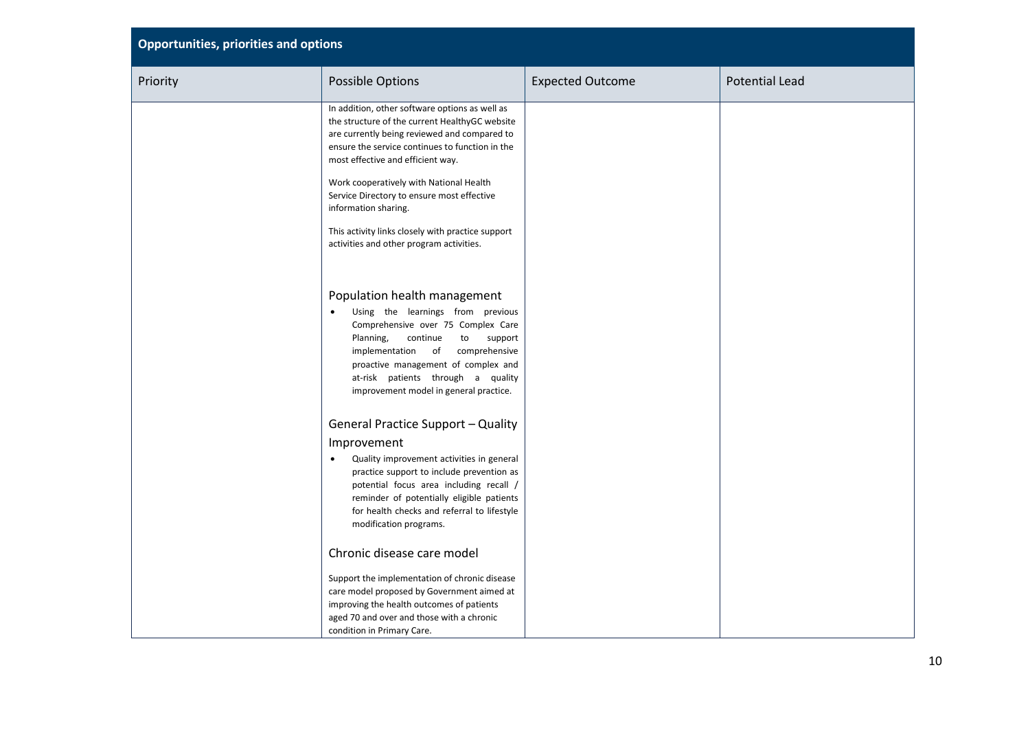## Opportunities, priorities and options

| Priority | Possible Options | Expected Outcome | Potential Lead |
|---|---|---|---|
| | In addition, other software options as well as the structure of the current HealthyGC website are currently being reviewed and compared to ensure the service continues to function in the most effective and efficient way.<br><br>Work cooperatively with National Health Service Directory to ensure most effective information sharing.<br><br>This activity links closely with practice support activities and other program activities.<br><br>**Population health management**<br>• Using the learnings from previous Comprehensive over 75 Complex Care Planning, continue to support implementation of comprehensive proactive management of complex and at-risk patients through a quality improvement model in general practice.<br><br>**General Practice Support – Quality Improvement**<br>• Quality improvement activities in general practice support to include prevention as potential focus area including recall / reminder of potentially eligible patients for health checks and referral to lifestyle modification programs.<br><br>**Chronic disease care model**<br><br>Support the implementation of chronic disease care model proposed by Government aimed at improving the health outcomes of patients aged 70 and over and those with a chronic condition in Primary Care. | | |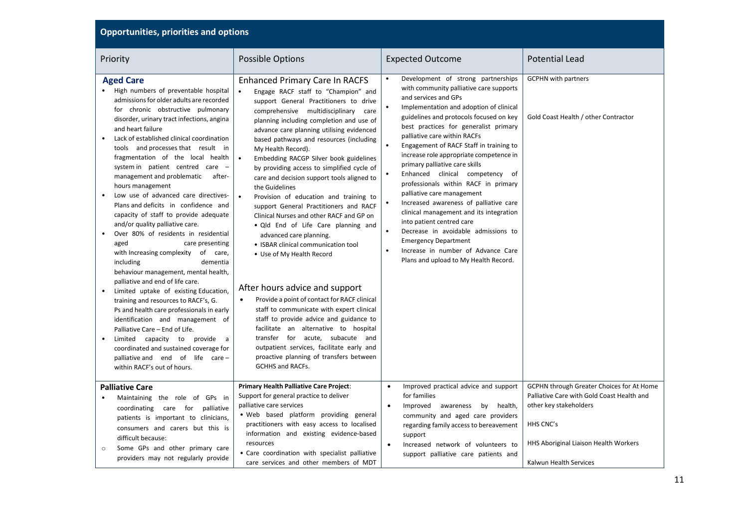## Opportunities, priorities and options

| Priority | Possible Options | Expected Outcome | Potential Lead |
| --- | --- | --- | --- |
| **Aged Care**<br>• High numbers of preventable hospital admissions for older adults are recorded for chronic obstructive pulmonary disorder, urinary tract infections, angina and heart failure<br>• Lack of established clinical coordination tools and processes that result in fragmentation of the local health system in patient centred care – management and problematic after-hours management<br>• Low use of advanced care directives-Plans and deficits in confidence and capacity of staff to provide adequate and/or quality palliative care.<br>• Over 80% of residents in residential aged care presenting with Increasing complexity of care, including dementia behaviour management, mental health, palliative and end of life care.<br>• Limited uptake of existing Education, training and resources to RACF's, G. Ps and health care professionals in early identification and management of Palliative Care – End of Life.<br>• Limited capacity to provide a coordinated and sustained coverage for palliative and end of life care – within RACF's out of hours. | Enhanced Primary Care In RACFS<br>• Engage RACF staff to "Champion" and support General Practitioners to drive comprehensive multidisciplinary care planning including completion and use of advance care planning utilising evidenced based pathways and resources (including My Health Record).<br>• Embedding RACGP Silver book guidelines by providing access to simplified cycle of care and decision support tools aligned to the Guidelines<br>• Provision of education and training to support General Practitioners and RACF Clinical Nurses and other RACF and GP on<br>• Qld End of Life Care planning and advanced care planning.<br>• ISBAR clinical communication tool<br>• Use of My Health Record<br><br>After hours advice and support<br>• Provide a point of contact for RACF clinical staff to communicate with expert clinical staff to provide advice and guidance to facilitate an alternative to hospital transfer for acute, subacute and outpatient services, facilitate early and proactive planning of transfers between GCHHS and RACFs. | • Development of strong partnerships with community palliative care supports and services and GPs<br>• Implementation and adoption of clinical guidelines and protocols focused on key best practices for generalist primary palliative care within RACFs<br>• Engagement of RACF Staff in training to increase role appropriate competence in primary palliative care skills<br>• Enhanced clinical competency of professionals within RACF in primary palliative care management<br>• Increased awareness of palliative care clinical management and its integration into patient centred care<br>• Decrease in avoidable admissions to Emergency Department<br>• Increase in number of Advance Care Plans and upload to My Health Record. | GCPHN with partners<br><br>Gold Coast Health / other Contractor |
| **Palliative Care**<br>• Maintaining the role of GPs in coordinating care for palliative patients is important to clinicians, consumers and carers but this is difficult because:<br>○ Some GPs and other primary care providers may not regularly provide | **Primary Health Palliative Care Project**:<br>Support for general practice to deliver palliative care services<br>• Web based platform providing general practitioners with easy access to localised information and existing evidence-based resources<br>• Care coordination with specialist palliative care services and other members of MDT | • Improved practical advice and support for families<br>• Improved awareness by health, community and aged care providers regarding family access to bereavement support<br>• Increased network of volunteers to support palliative care patients and | GCPHN through Greater Choices for At Home Palliative Care with Gold Coast Health and other key stakeholders<br><br>HHS CNC's<br><br>HHS Aboriginal Liaison Health Workers<br><br>Kalwun Health Services |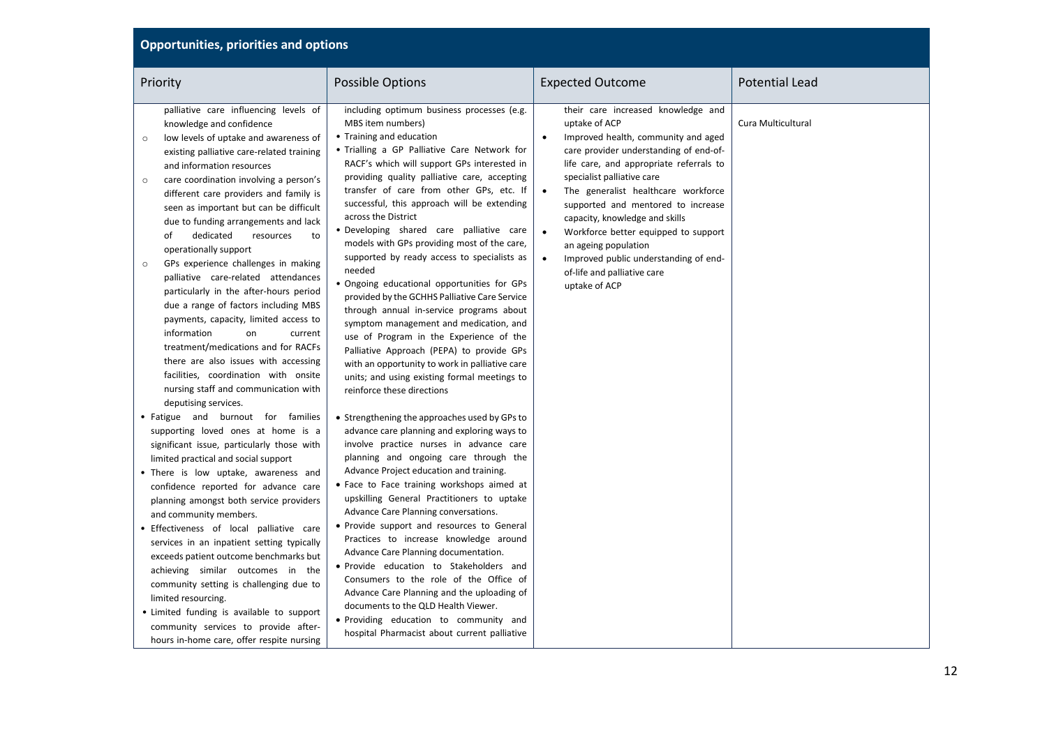## Opportunities, priorities and options

| Priority | Possible Options | Expected Outcome | Potential Lead |
|---|---|---|---|
| palliative care influencing levels of knowledge and confidence<br>○ low levels of uptake and awareness of existing palliative care-related training and information resources<br>○ care coordination involving a person's different care providers and family is seen as important but can be difficult due to funding arrangements and lack of dedicated resources to operationally support<br>○ GPs experience challenges in making palliative care-related attendances particularly in the after-hours period due a range of factors including MBS payments, capacity, limited access to information on current treatment/medications and for RACFs there are also issues with accessing facilities, coordination with onsite nursing staff and communication with deputising services.<br>• Fatigue and burnout for families supporting loved ones at home is a significant issue, particularly those with limited practical and social support<br>• There is low uptake, awareness and confidence reported for advance care planning amongst both service providers and community members.<br>• Effectiveness of local palliative care services in an inpatient setting typically exceeds patient outcome benchmarks but achieving similar outcomes in the community setting is challenging due to limited resourcing.<br>• Limited funding is available to support community services to provide after-hours in-home care, offer respite nursing | including optimum business processes (e.g. MBS item numbers)<br>• Training and education<br>• Trialling a GP Palliative Care Network for RACF's which will support GPs interested in providing quality palliative care, accepting transfer of care from other GPs, etc. If successful, this approach will be extending across the District<br>• Developing shared care palliative care models with GPs providing most of the care, supported by ready access to specialists as needed<br>• Ongoing educational opportunities for GPs provided by the GCHHS Palliative Care Service through annual in-service programs about symptom management and medication, and use of Program in the Experience of the Palliative Approach (PEPA) to provide GPs with an opportunity to work in palliative care units; and using existing formal meetings to reinforce these directions<br><br>• Strengthening the approaches used by GPs to advance care planning and exploring ways to involve practice nurses in advance care planning and ongoing care through the Advance Project education and training.<br>• Face to Face training workshops aimed at upskilling General Practitioners to uptake Advance Care Planning conversations.<br>• Provide support and resources to General Practices to increase knowledge around Advance Care Planning documentation.<br>• Provide education to Stakeholders and Consumers to the role of the Office of Advance Care Planning and the uploading of documents to the QLD Health Viewer.<br>• Providing education to community and hospital Pharmacist about current palliative | their care increased knowledge and uptake of ACP<br>• Improved health, community and aged care provider understanding of end-of-life care, and appropriate referrals to specialist palliative care<br>• The generalist healthcare workforce supported and mentored to increase capacity, knowledge and skills<br>• Workforce better equipped to support an ageing population<br>• Improved public understanding of end-of-life and palliative care<br>uptake of ACP | Cura Multicultural |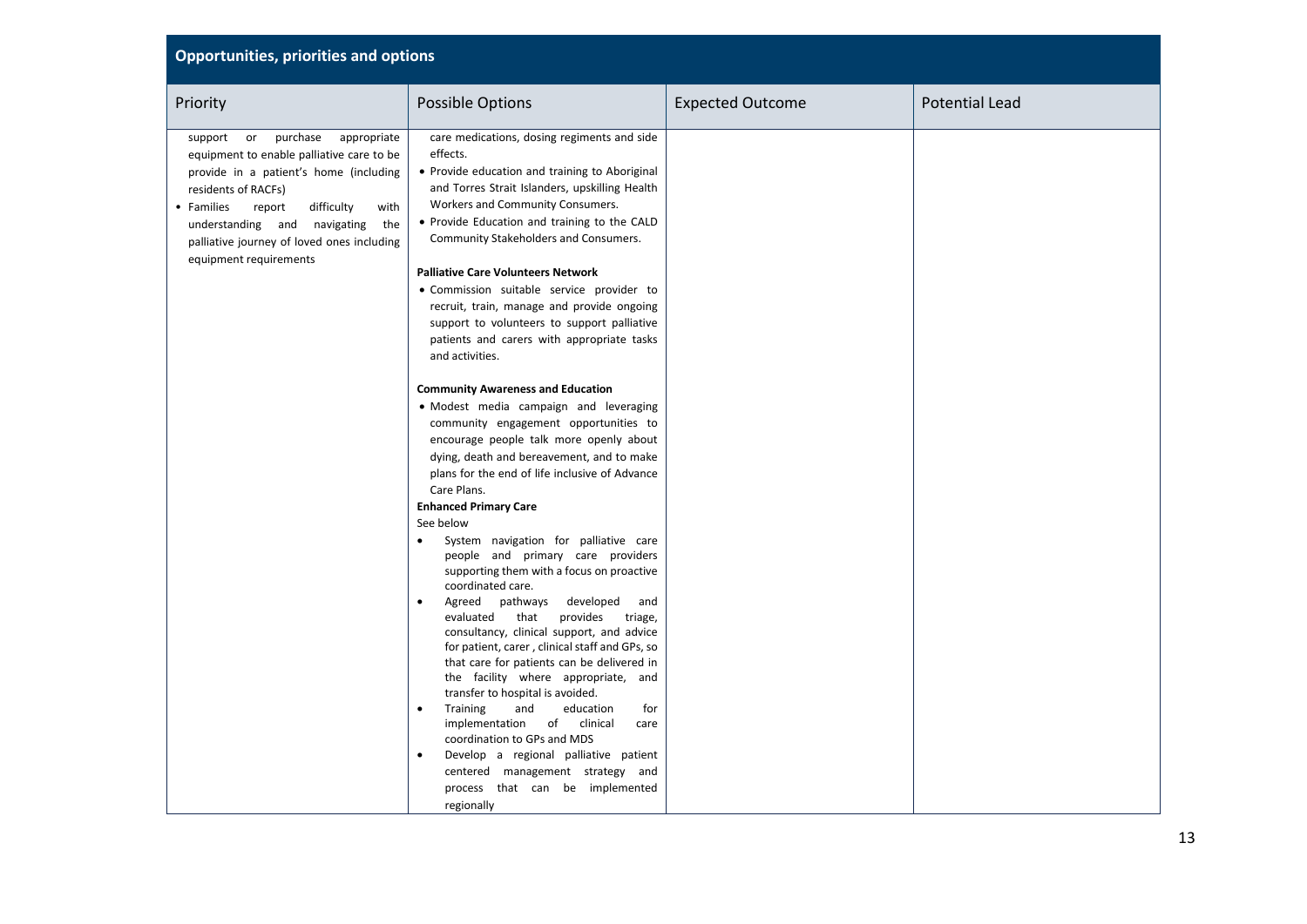## Opportunities, priorities and options

| Priority | Possible Options | Expected Outcome | Potential Lead |
|---|---|---|---|
| support or purchase appropriate equipment to enable palliative care to be provide in a patient's home (including residents of RACFs)<br>• Families report difficulty with understanding and navigating the palliative journey of loved ones including equipment requirements | care medications, dosing regiments and side effects.<br>• Provide education and training to Aboriginal and Torres Strait Islanders, upskilling Health Workers and Community Consumers.<br>• Provide Education and training to the CALD Community Stakeholders and Consumers.<br><br>**Palliative Care Volunteers Network**<br>• Commission suitable service provider to recruit, train, manage and provide ongoing support to volunteers to support palliative patients and carers with appropriate tasks and activities.<br><br>**Community Awareness and Education**<br>• Modest media campaign and leveraging community engagement opportunities to encourage people talk more openly about dying, death and bereavement, and to make plans for the end of life inclusive of Advance Care Plans.<br>**Enhanced Primary Care**<br>See below<br>• System navigation for palliative care people and primary care providers supporting them with a focus on proactive coordinated care.<br>• Agreed pathways developed and evaluated that provides triage, consultancy, clinical support, and advice for patient, carer , clinical staff and GPs, so that care for patients can be delivered in the facility where appropriate, and transfer to hospital is avoided.<br>• Training and education for implementation of clinical care coordination to GPs and MDS<br>• Develop a regional palliative patient centered management strategy and process that can be implemented regionally | | |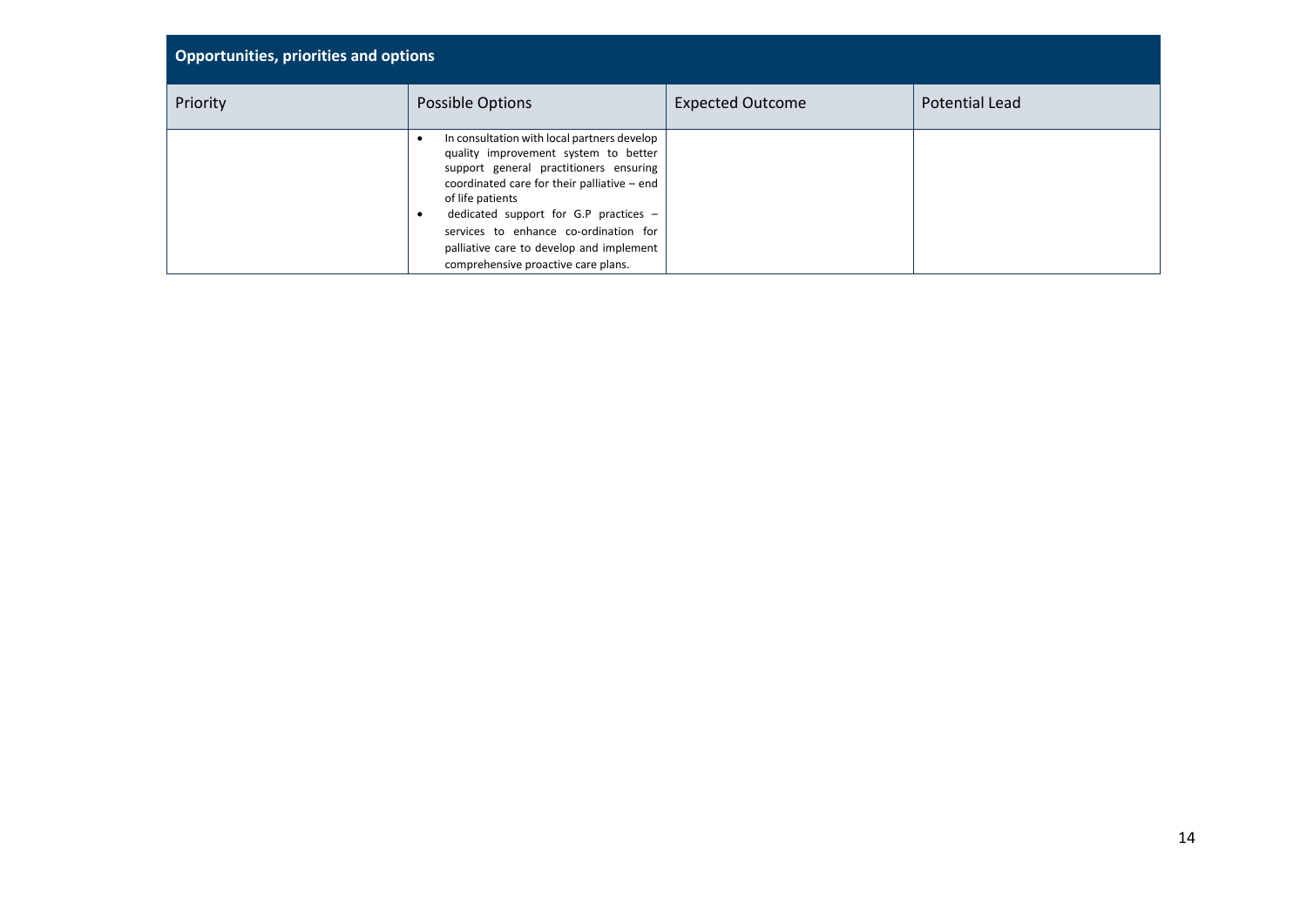| Opportunities, priorities and options | | | |
|---|---|---|---|
| Priority | Possible Options | Expected Outcome | Potential Lead |
| | • In consultation with local partners develop quality improvement system to better support general practitioners ensuring coordinated care for their palliative – end of life patients<br>• dedicated support for G.P practices – services to enhance co-ordination for palliative care to develop and implement comprehensive proactive care plans. | | |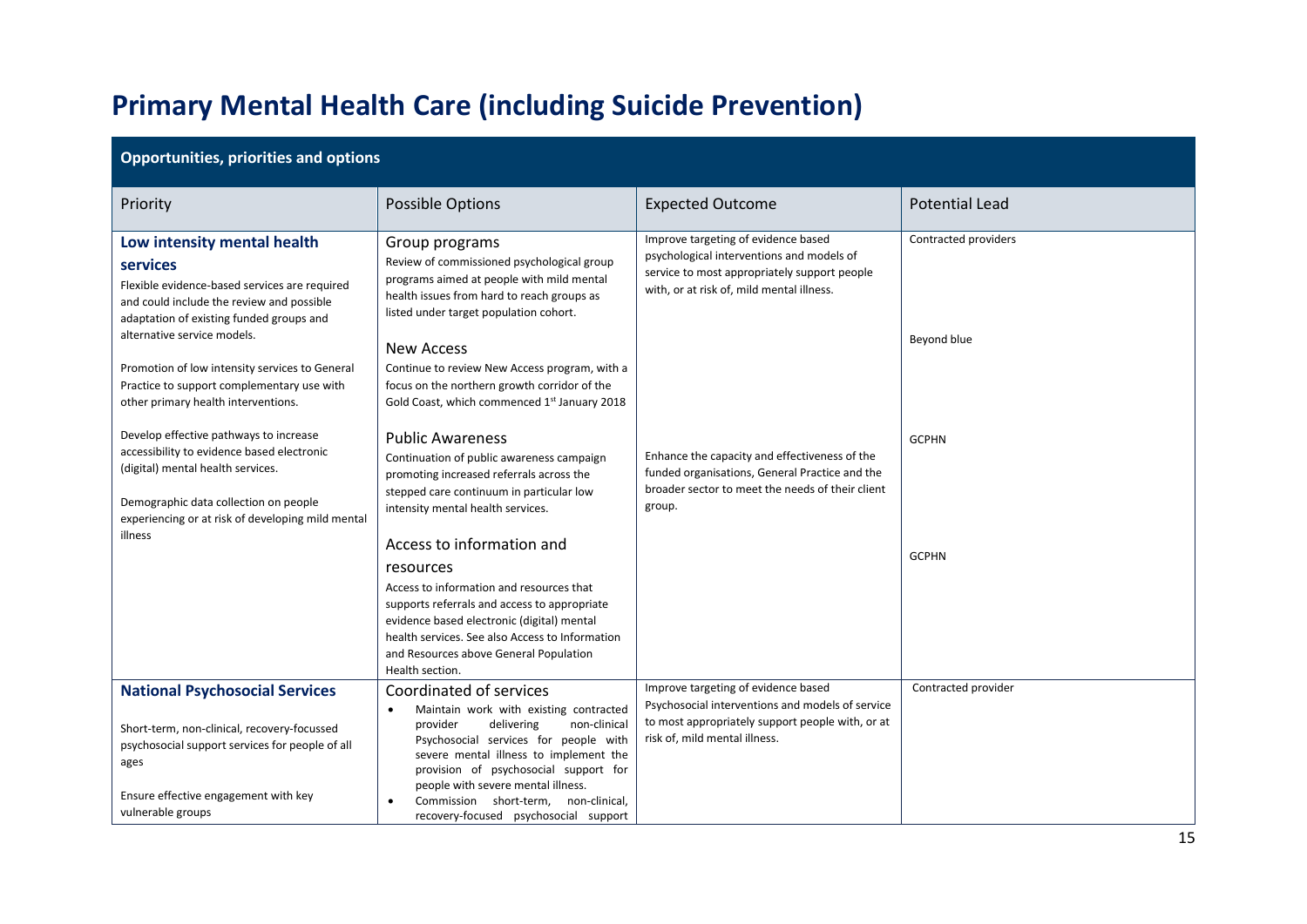# Primary Mental Health Care (including Suicide Prevention)

| Opportunities, priorities and options | | | |
|---|---|---|---|
| Priority | Possible Options | Expected Outcome | Potential Lead |
| **Low intensity mental health services**<br>Flexible evidence-based services are required and could include the review and possible adaptation of existing funded groups and alternative service models.<br><br>Promotion of low intensity services to General Practice to support complementary use with other primary health interventions.<br><br>Develop effective pathways to increase accessibility to evidence based electronic (digital) mental health services.<br><br>Demographic data collection on people experiencing or at risk of developing mild mental illness | Group programs<br>Review of commissioned psychological group programs aimed at people with mild mental health issues from hard to reach groups as listed under target population cohort.<br><br>New Access<br>Continue to review New Access program, with a focus on the northern growth corridor of the Gold Coast, which commenced 1st January 2018<br><br>Public Awareness<br>Continuation of public awareness campaign promoting increased referrals across the stepped care continuum in particular low intensity mental health services.<br><br>Access to information and resources<br>Access to information and resources that supports referrals and access to appropriate evidence based electronic (digital) mental health services. See also Access to Information and Resources above General Population Health section. | Improve targeting of evidence based psychological interventions and models of service to most appropriately support people with, or at risk of, mild mental illness.<br><br>Enhance the capacity and effectiveness of the funded organisations, General Practice and the broader sector to meet the needs of their client group. | Contracted providers<br><br>Beyond blue<br><br>GCPHN<br><br>GCPHN |
| **National Psychosocial Services**<br><br>Short-term, non-clinical, recovery-focussed psychosocial support services for people of all ages<br><br>Ensure effective engagement with key vulnerable groups | Coordinated of services<br>• Maintain work with existing contracted provider delivering non-clinical Psychosocial services for people with severe mental illness to implement the provision of psychosocial support for people with severe mental illness.<br>• Commission short-term, non-clinical, recovery-focused psychosocial support | Improve targeting of evidence based Psychosocial interventions and models of service to most appropriately support people with, or at risk of, mild mental illness. | Contracted provider |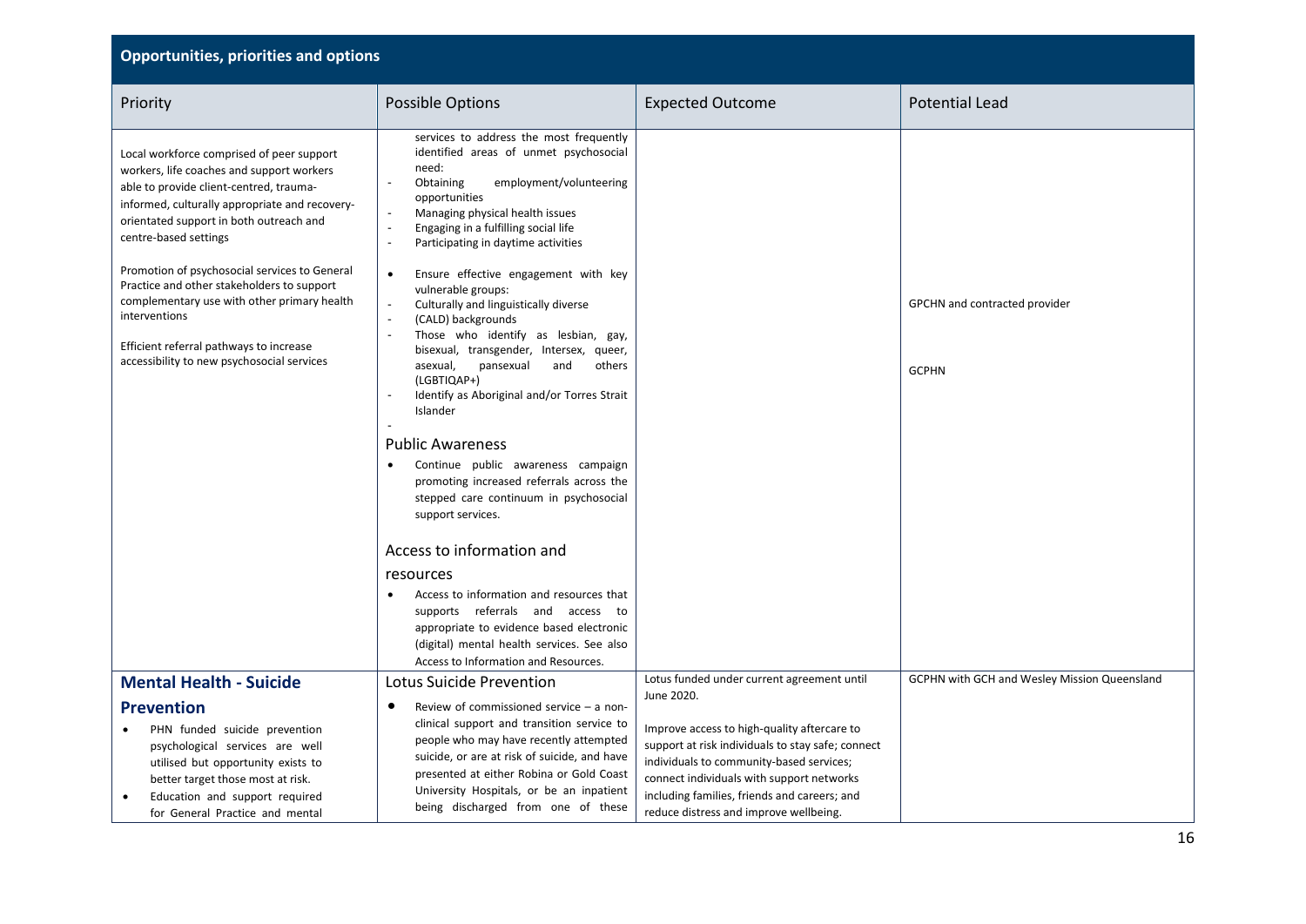## Opportunities, priorities and options

| Priority | Possible Options | Expected Outcome | Potential Lead |
| --- | --- | --- | --- |
| Local workforce comprised of peer support workers, life coaches and support workers able to provide client-centred, trauma-informed, culturally appropriate and recovery-orientated support in both outreach and centre-based settings<br><br>Promotion of psychosocial services to General Practice and other stakeholders to support complementary use with other primary health interventions<br><br>Efficient referral pathways to increase accessibility to new psychosocial services | services to address the most frequently identified areas of unmet psychosocial need:<br>- Obtaining employment/volunteering opportunities<br>- Managing physical health issues<br>- Engaging in a fulfilling social life<br>- Participating in daytime activities<br><br>• Ensure effective engagement with key vulnerable groups:<br>- Culturally and linguistically diverse<br>- (CALD) backgrounds<br>- Those who identify as lesbian, gay, bisexual, transgender, Intersex, queer, asexual, pansexual and others (LGBTIQAP+)<br>- Identify as Aboriginal and/or Torres Strait Islander<br>-<br><br>**Public Awareness**<br>• Continue public awareness campaign promoting increased referrals across the stepped care continuum in psychosocial support services.<br><br>**Access to information and resources**<br>• Access to information and resources that supports referrals and access to appropriate to evidence based electronic (digital) mental health services. See also Access to Information and Resources. | | GPCHN and contracted provider<br><br>GCPHN |
| **Mental Health - Suicide Prevention**<br>• PHN funded suicide prevention psychological services are well utilised but opportunity exists to better target those most at risk.<br>• Education and support required for General Practice and mental | **Lotus Suicide Prevention**<br>• Review of commissioned service – a non-clinical support and transition service to people who may have recently attempted suicide, or are at risk of suicide, and have presented at either Robina or Gold Coast University Hospitals, or be an inpatient being discharged from one of these | Lotus funded under current agreement until June 2020.<br><br>Improve access to high-quality aftercare to support at risk individuals to stay safe; connect individuals to community-based services; connect individuals with support networks including families, friends and careers; and reduce distress and improve wellbeing. | GCPHN with GCH and Wesley Mission Queensland |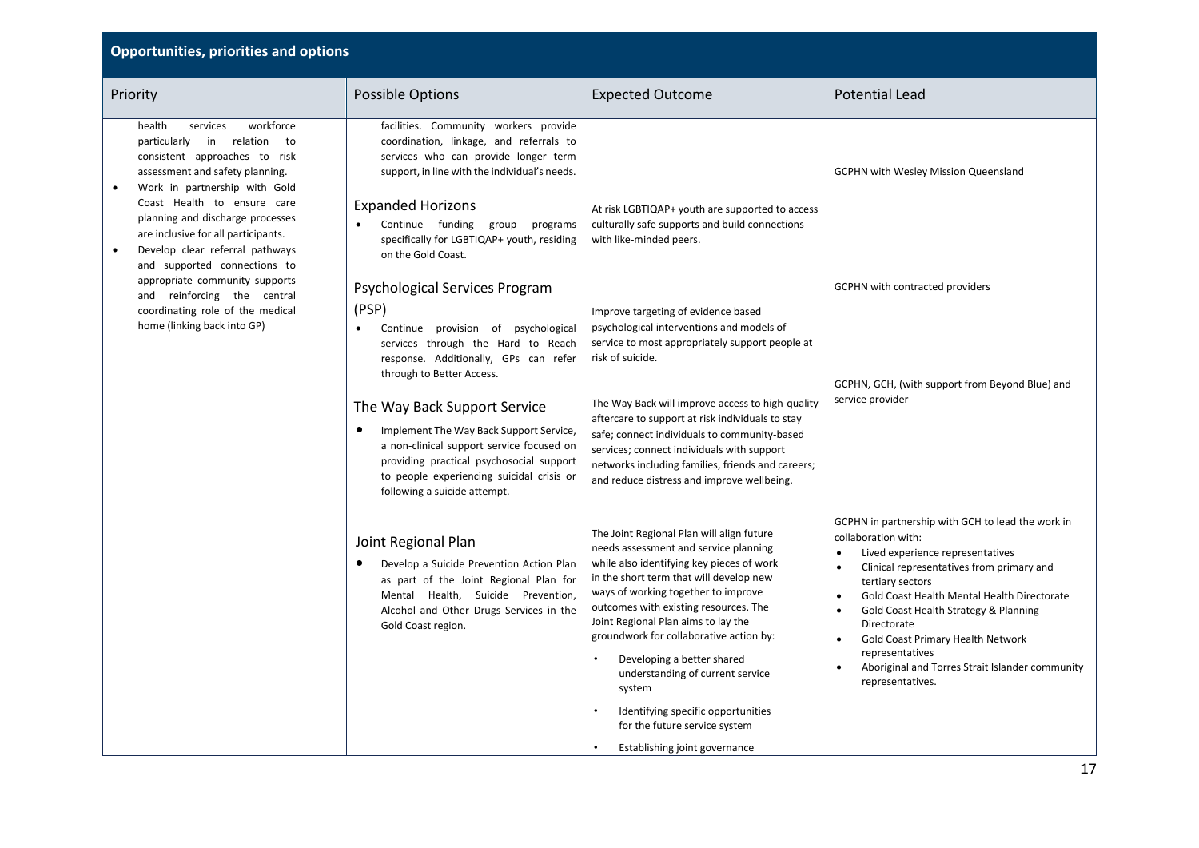## Opportunities, priorities and options

| Priority | Possible Options | Expected Outcome | Potential Lead |
|---|---|---|---|
| health services workforce particularly in relation to consistent approaches to risk assessment and safety planning.<br>• Work in partnership with Gold Coast Health to ensure care planning and discharge processes are inclusive for all participants.<br>• Develop clear referral pathways and supported connections to appropriate community supports and reinforcing the central coordinating role of the medical home (linking back into GP) | facilities. Community workers provide coordination, linkage, and referrals to services who can provide longer term support, in line with the individual's needs. | | GCPHN with Wesley Mission Queensland |
| | **Expanded Horizons**<br>• Continue funding group programs specifically for LGBTIQAP+ youth, residing on the Gold Coast. | At risk LGBTIQAP+ youth are supported to access culturally safe supports and build connections with like-minded peers. | GCPHN with contracted providers |
| | **Psychological Services Program (PSP)**<br>• Continue provision of psychological services through the Hard to Reach response. Additionally, GPs can refer through to Better Access. | Improve targeting of evidence based psychological interventions and models of service to most appropriately support people at risk of suicide. | |
| | **The Way Back Support Service**<br>• Implement The Way Back Support Service, a non-clinical support service focused on providing practical psychosocial support to people experiencing suicidal crisis or following a suicide attempt. | The Way Back will improve access to high-quality aftercare to support at risk individuals to stay safe; connect individuals to community-based services; connect individuals with support networks including families, friends and careers; and reduce distress and improve wellbeing. | GCPHN, GCH, (with support from Beyond Blue) and service provider |
| | **Joint Regional Plan**<br>• Develop a Suicide Prevention Action Plan as part of the Joint Regional Plan for Mental Health, Suicide Prevention, Alcohol and Other Drugs Services in the Gold Coast region. | The Joint Regional Plan will align future needs assessment and service planning while also identifying key pieces of work in the short term that will develop new ways of working together to improve outcomes with existing resources. The Joint Regional Plan aims to lay the groundwork for collaborative action by:<br>• Developing a better shared understanding of current service system<br>• Identifying specific opportunities for the future service system<br>• Establishing joint governance | GCPHN in partnership with GCH to lead the work in collaboration with:<br>• Lived experience representatives<br>• Clinical representatives from primary and tertiary sectors<br>• Gold Coast Health Mental Health Directorate<br>• Gold Coast Health Strategy & Planning Directorate<br>• Gold Coast Primary Health Network representatives<br>• Aboriginal and Torres Strait Islander community representatives. |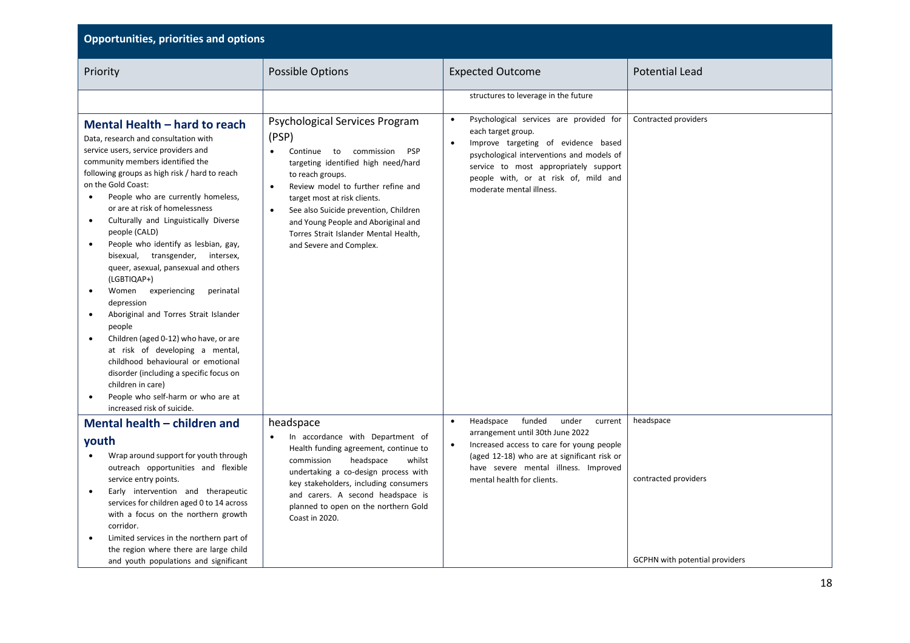| Opportunities, priorities and options | | | |
|---|---|---|---|
| **Priority** | **Possible Options** | **Expected Outcome** | **Potential Lead** |
| | | structures to leverage in the future | |
| **Mental Health – hard to reach**<br>Data, research and consultation with service users, service providers and community members identified the following groups as high risk / hard to reach on the Gold Coast:<br>• People who are currently homeless, or are at risk of homelessness<br>• Culturally and Linguistically Diverse people (CALD)<br>• People who identify as lesbian, gay, bisexual, transgender, intersex, queer, asexual, pansexual and others (LGBTIQAP+)<br>• Women experiencing perinatal depression<br>• Aboriginal and Torres Strait Islander people<br>• Children (aged 0-12) who have, or are at risk of developing a mental, childhood behavioural or emotional disorder (including a specific focus on children in care)<br>• People who self-harm or who are at increased risk of suicide. | Psychological Services Program (PSP)<br>• Continue to commission PSP targeting identified high need/hard to reach groups.<br>• Review model to further refine and target most at risk clients.<br>• See also Suicide prevention, Children and Young People and Aboriginal and Torres Strait Islander Mental Health, and Severe and Complex. | • Psychological services are provided for each target group.<br>• Improve targeting of evidence based psychological interventions and models of service to most appropriately support people with, or at risk of, mild and moderate mental illness. | Contracted providers |
| **Mental health – children and youth**<br>• Wrap around support for youth through outreach opportunities and flexible service entry points.<br>• Early intervention and therapeutic services for children aged 0 to 14 across with a focus on the northern growth corridor.<br>• Limited services in the northern part of the region where there are large child and youth populations and significant | headspace<br>• In accordance with Department of Health funding agreement, continue to commission headspace whilst undertaking a co-design process with key stakeholders, including consumers and carers. A second headspace is planned to open on the northern Gold Coast in 2020. | • Headspace funded under current arrangement until 30th June 2022<br>• Increased access to care for young people (aged 12-18) who are at significant risk or have severe mental illness. Improved mental health for clients. | headspace<br><br>contracted providers<br><br>GCPHN with potential providers |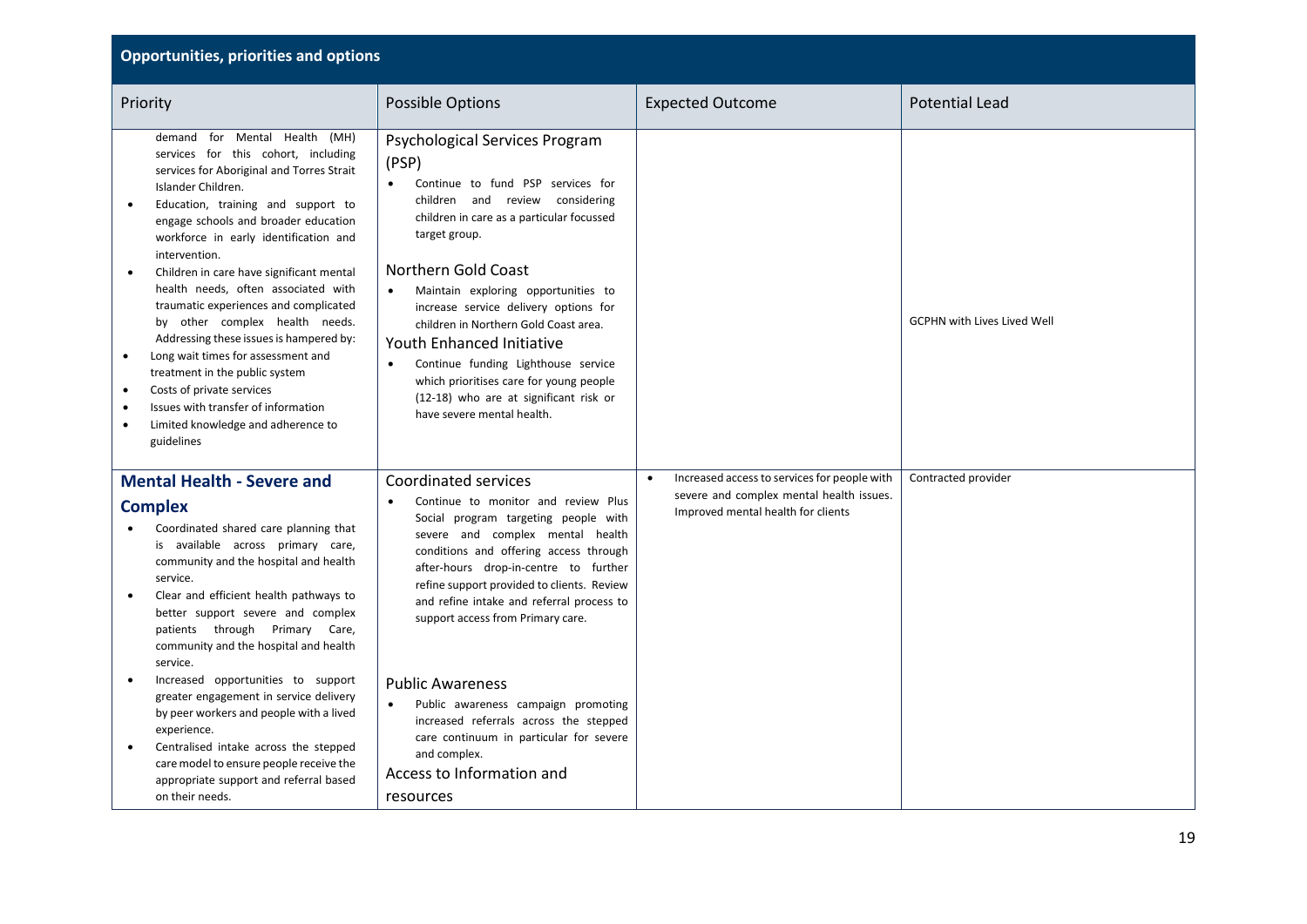## Opportunities, priorities and options

| Priority | Possible Options | Expected Outcome | Potential Lead |
|---|---|---|---|
| demand for Mental Health (MH) services for this cohort, including services for Aboriginal and Torres Strait Islander Children.<br>• Education, training and support to engage schools and broader education workforce in early identification and intervention.<br>• Children in care have significant mental health needs, often associated with traumatic experiences and complicated by other complex health needs. Addressing these issues is hampered by:<br>• Long wait times for assessment and treatment in the public system<br>• Costs of private services<br>• Issues with transfer of information<br>• Limited knowledge and adherence to guidelines | **Psychological Services Program (PSP)**<br>• Continue to fund PSP services for children and review considering children in care as a particular focussed target group.<br><br>**Northern Gold Coast**<br>• Maintain exploring opportunities to increase service delivery options for children in Northern Gold Coast area.<br>**Youth Enhanced Initiative**<br>• Continue funding Lighthouse service which prioritises care for young people (12-18) who are at significant risk or have severe mental health. | | GCPHN with Lives Lived Well |
| **Mental Health - Severe and Complex**<br>• Coordinated shared care planning that is available across primary care, community and the hospital and health service.<br>• Clear and efficient health pathways to better support severe and complex patients through Primary Care, community and the hospital and health service.<br>• Increased opportunities to support greater engagement in service delivery by peer workers and people with a lived experience.<br>• Centralised intake across the stepped care model to ensure people receive the appropriate support and referral based on their needs. | **Coordinated services**<br>• Continue to monitor and review Plus Social program targeting people with severe and complex mental health conditions and offering access through after-hours drop-in-centre to further refine support provided to clients. Review and refine intake and referral process to support access from Primary care.<br><br>**Public Awareness**<br>• Public awareness campaign promoting increased referrals across the stepped care continuum in particular for severe and complex.<br>**Access to Information and resources** | • Increased access to services for people with severe and complex mental health issues. Improved mental health for clients | Contracted provider |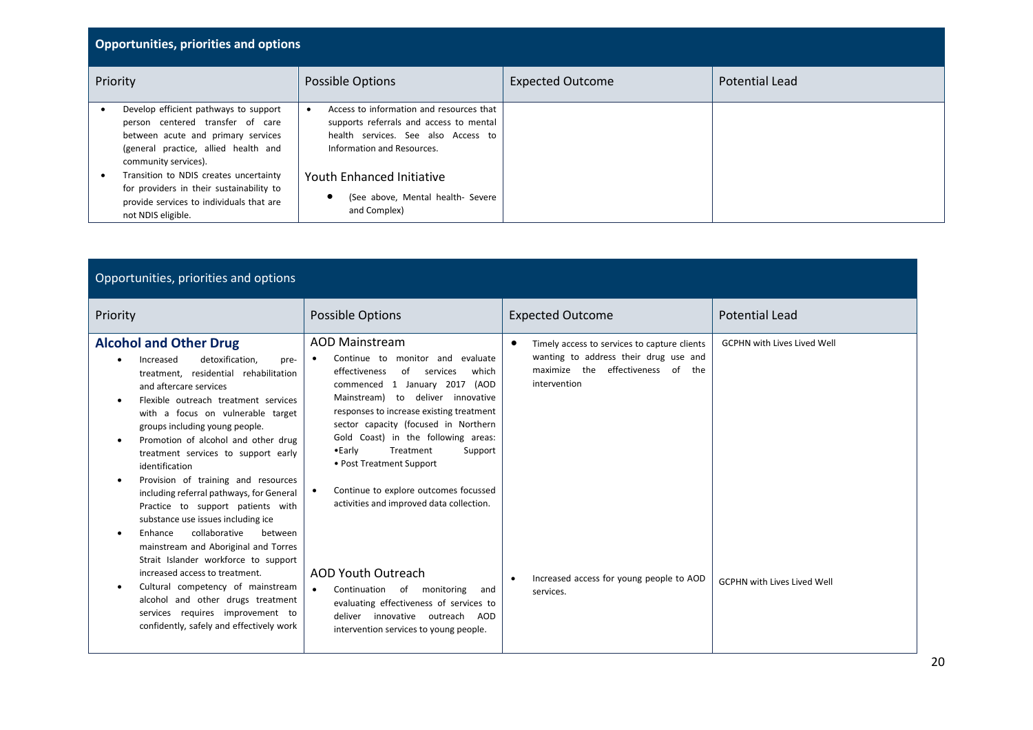## Opportunities, priorities and options

| Priority | Possible Options | Expected Outcome | Potential Lead |
|---|---|---|---|
| • Develop efficient pathways to support person centered transfer of care between acute and primary services (general practice, allied health and community services).<br>• Transition to NDIS creates uncertainty for providers in their sustainability to provide services to individuals that are not NDIS eligible. | • Access to information and resources that supports referrals and access to mental health services. See also Access to Information and Resources.<br><br>**Youth Enhanced Initiative**<br>• (See above, Mental health- Severe and Complex) | | |

## Opportunities, priorities and options

| Priority | Possible Options | Expected Outcome | Potential Lead |
|---|---|---|---|
| **Alcohol and Other Drug**<br>• Increased detoxification, pre-treatment, residential rehabilitation and aftercare services<br>• Flexible outreach treatment services with a focus on vulnerable target groups including young people.<br>• Promotion of alcohol and other drug treatment services to support early identification<br>• Provision of training and resources including referral pathways, for General Practice to support patients with substance use issues including ice<br>• Enhance collaborative between mainstream and Aboriginal and Torres Strait Islander workforce to support increased access to treatment.<br>• Cultural competency of mainstream alcohol and other drugs treatment services requires improvement to confidently, safely and effectively work | **AOD Mainstream**<br>• Continue to monitor and evaluate effectiveness of services which commenced 1 January 2017 (AOD Mainstream) to deliver innovative responses to increase existing treatment sector capacity (focused in Northern Gold Coast) in the following areas: •Early Treatment Support • Post Treatment Support<br>• Continue to explore outcomes focussed activities and improved data collection. | • Timely access to services to capture clients wanting to address their drug use and maximize the effectiveness of the intervention | GCPHN with Lives Lived Well |
| | **AOD Youth Outreach**<br>• Continuation of monitoring and evaluating effectiveness of services to deliver innovative outreach AOD intervention services to young people. | • Increased access for young people to AOD services. | GCPHN with Lives Lived Well |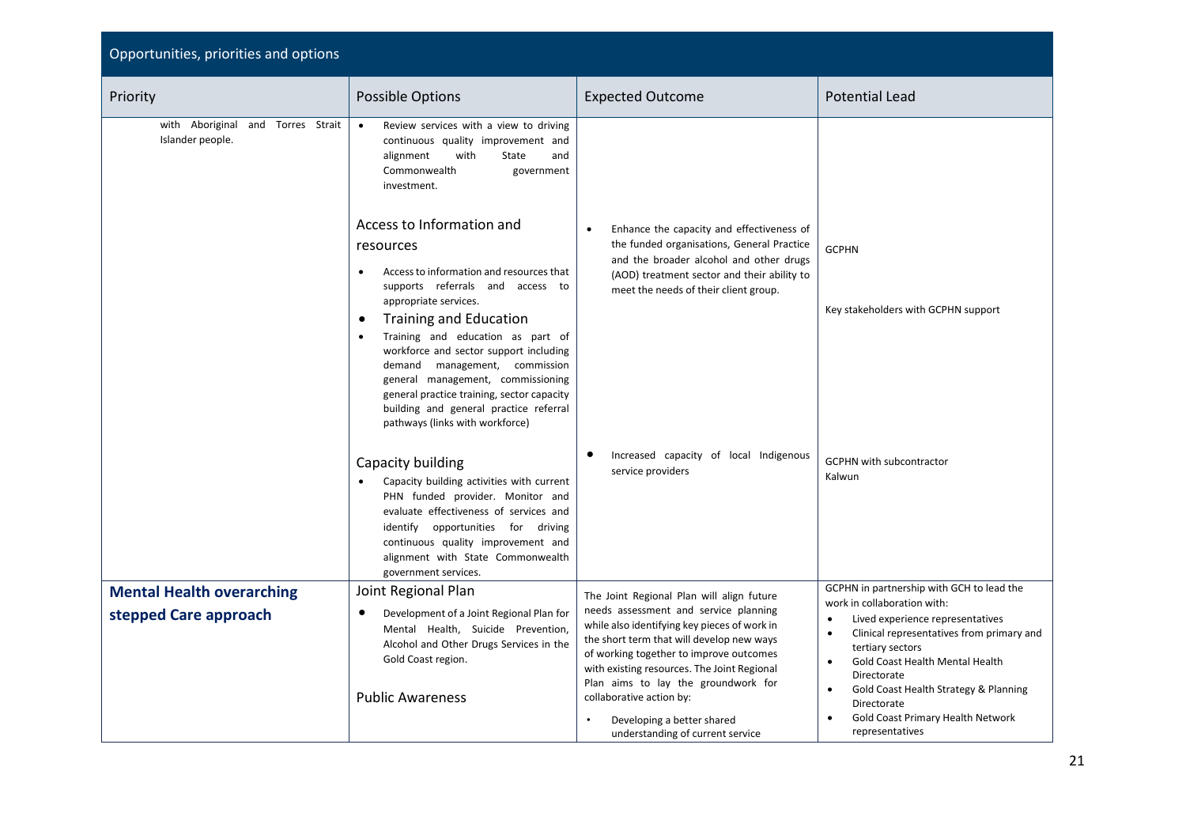## Opportunities, priorities and options

| Priority | Possible Options | Expected Outcome | Potential Lead |
|---|---|---|---|
| with Aboriginal and Torres Strait Islander people. | • Review services with a view to driving continuous quality improvement and alignment with State and Commonwealth government investment. | | |
| | **Access to Information and resources**<br>• Access to information and resources that supports referrals and access to appropriate services.<br>**Training and Education**<br>• Training and education as part of workforce and sector support including demand management, commission general management, commissioning general practice training, sector capacity building and general practice referral pathways (links with workforce) | • Enhance the capacity and effectiveness of the funded organisations, General Practice and the broader alcohol and other drugs (AOD) treatment sector and their ability to meet the needs of their client group. | GCPHN<br><br>Key stakeholders with GCPHN support |
| | **Capacity building**<br>• Capacity building activities with current PHN funded provider. Monitor and evaluate effectiveness of services and identify opportunities for driving continuous quality improvement and alignment with State Commonwealth government services. | • Increased capacity of local Indigenous service providers | GCPHN with subcontractor Kalwun |
| **Mental Health overarching stepped Care approach** | **Joint Regional Plan**<br>• Development of a Joint Regional Plan for Mental Health, Suicide Prevention, Alcohol and Other Drugs Services in the Gold Coast region.<br><br>**Public Awareness** | The Joint Regional Plan will align future needs assessment and service planning while also identifying key pieces of work in the short term that will develop new ways of working together to improve outcomes with existing resources. The Joint Regional Plan aims to lay the groundwork for collaborative action by:<br>• Developing a better shared understanding of current service | GCPHN in partnership with GCH to lead the work in collaboration with:<br>• Lived experience representatives<br>• Clinical representatives from primary and tertiary sectors<br>• Gold Coast Health Mental Health Directorate<br>• Gold Coast Health Strategy & Planning Directorate<br>• Gold Coast Primary Health Network representatives |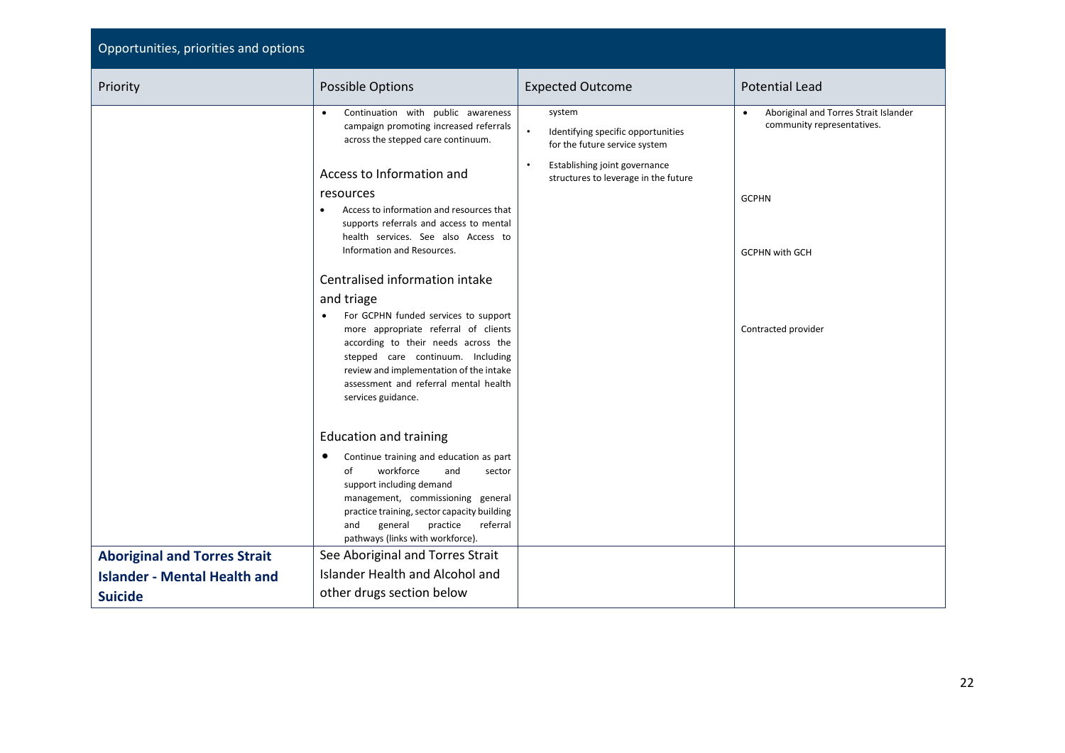| Opportunities, priorities and options | | | |
|---|---|---|---|
| **Priority** | **Possible Options** | **Expected Outcome** | **Potential Lead** |
| | • Continuation with public awareness campaign promoting increased referrals across the stepped care continuum. <br><br> **Access to Information and resources** <br> • Access to information and resources that supports referrals and access to mental health services. See also Access to Information and Resources. <br><br> **Centralised information intake and triage** <br> • For GCPHN funded services to support more appropriate referral of clients according to their needs across the stepped care continuum. Including review and implementation of the intake assessment and referral mental health services guidance. <br><br> **Education and training** <br> • Continue training and education as part of workforce and sector support including demand management, commissioning general practice training, sector capacity building and general practice referral pathways (links with workforce). | system <br> • Identifying specific opportunities for the future service system <br> • Establishing joint governance structures to leverage in the future | • Aboriginal and Torres Strait Islander community representatives. <br><br> GCPHN <br><br> GCPHN with GCH <br><br> Contracted provider |
| **Aboriginal and Torres Strait Islander - Mental Health and Suicide** | See Aboriginal and Torres Strait Islander Health and Alcohol and other drugs section below | | |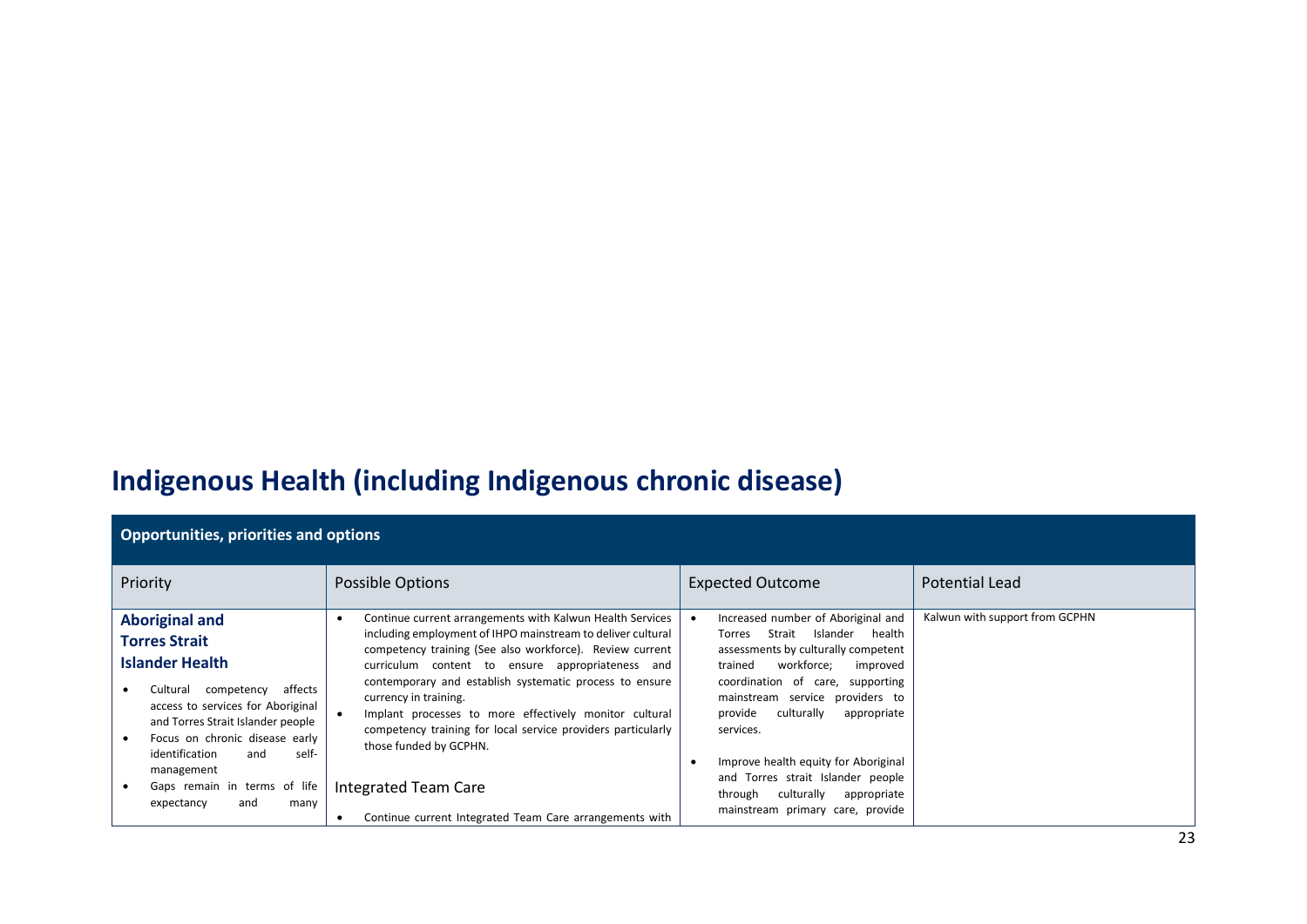# Indigenous Health (including Indigenous chronic disease)

| Opportunities, priorities and options | | | |
|---|---|---|---|
| Priority | Possible Options | Expected Outcome | Potential Lead |
| **Aboriginal and Torres Strait Islander Health**<br>• Cultural competency affects access to services for Aboriginal and Torres Strait Islander people<br>• Focus on chronic disease early identification and self-management<br>• Gaps remain in terms of life expectancy and many | • Continue current arrangements with Kalwun Health Services including employment of IHPO mainstream to deliver cultural competency training (See also workforce). Review current curriculum content to ensure appropriateness and contemporary and establish systematic process to ensure currency in training.<br>• Implant processes to more effectively monitor cultural competency training for local service providers particularly those funded by GCPHN.<br><br>Integrated Team Care<br><br>• Continue current Integrated Team Care arrangements with | • Increased number of Aboriginal and Torres Strait Islander health assessments by culturally competent trained workforce; improved coordination of care, supporting mainstream service providers to provide culturally appropriate services.<br><br>• Improve health equity for Aboriginal and Torres strait Islander people through culturally appropriate mainstream primary care, provide | Kalwun with support from GCPHN |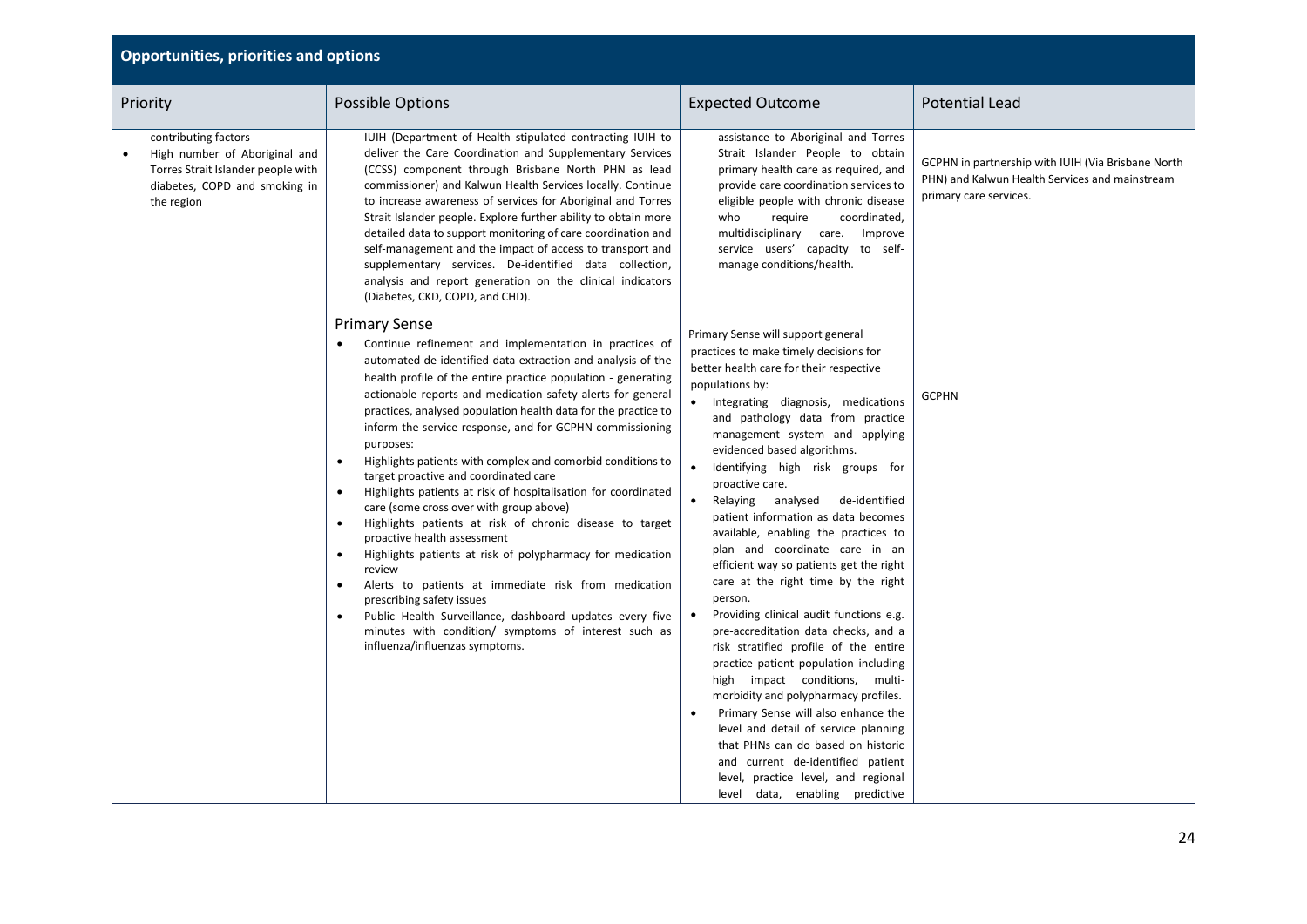## Opportunities, priorities and options

| Priority | Possible Options | Expected Outcome | Potential Lead |
|---|---|---|---|
| contributing factors<br>• High number of Aboriginal and Torres Strait Islander people with diabetes, COPD and smoking in the region | IUIH (Department of Health stipulated contracting IUIH to deliver the Care Coordination and Supplementary Services (CCSS) component through Brisbane North PHN as lead commissioner) and Kalwun Health Services locally. Continue to increase awareness of services for Aboriginal and Torres Strait Islander people. Explore further ability to obtain more detailed data to support monitoring of care coordination and self-management and the impact of access to transport and supplementary services. De-identified data collection, analysis and report generation on the clinical indicators (Diabetes, CKD, COPD, and CHD). | assistance to Aboriginal and Torres Strait Islander People to obtain primary health care as required, and provide care coordination services to eligible people with chronic disease who require coordinated, multidisciplinary care. Improve service users' capacity to self-manage conditions/health. | GCPHN in partnership with IUIH (Via Brisbane North PHN) and Kalwun Health Services and mainstream primary care services. |
| | **Primary Sense**<br>• Continue refinement and implementation in practices of automated de-identified data extraction and analysis of the health profile of the entire practice population - generating actionable reports and medication safety alerts for general practices, analysed population health data for the practice to inform the service response, and for GCPHN commissioning purposes:<br>• Highlights patients with complex and comorbid conditions to target proactive and coordinated care<br>• Highlights patients at risk of hospitalisation for coordinated care (some cross over with group above)<br>• Highlights patients at risk of chronic disease to target proactive health assessment<br>• Highlights patients at risk of polypharmacy for medication review<br>• Alerts to patients at immediate risk from medication prescribing safety issues<br>• Public Health Surveillance, dashboard updates every five minutes with condition/ symptoms of interest such as influenza/influenzas symptoms. | Primary Sense will support general practices to make timely decisions for better health care for their respective populations by:<br>• Integrating diagnosis, medications and pathology data from practice management system and applying evidenced based algorithms.<br>• Identifying high risk groups for proactive care.<br>• Relaying analysed de-identified patient information as data becomes available, enabling the practices to plan and coordinate care in an efficient way so patients get the right care at the right time by the right person.<br>• Providing clinical audit functions e.g. pre-accreditation data checks, and a risk stratified profile of the entire practice patient population including high impact conditions, multi-morbidity and polypharmacy profiles.<br>• Primary Sense will also enhance the level and detail of service planning that PHNs can do based on historic and current de-identified patient level, practice level, and regional level data, enabling predictive | GCPHN |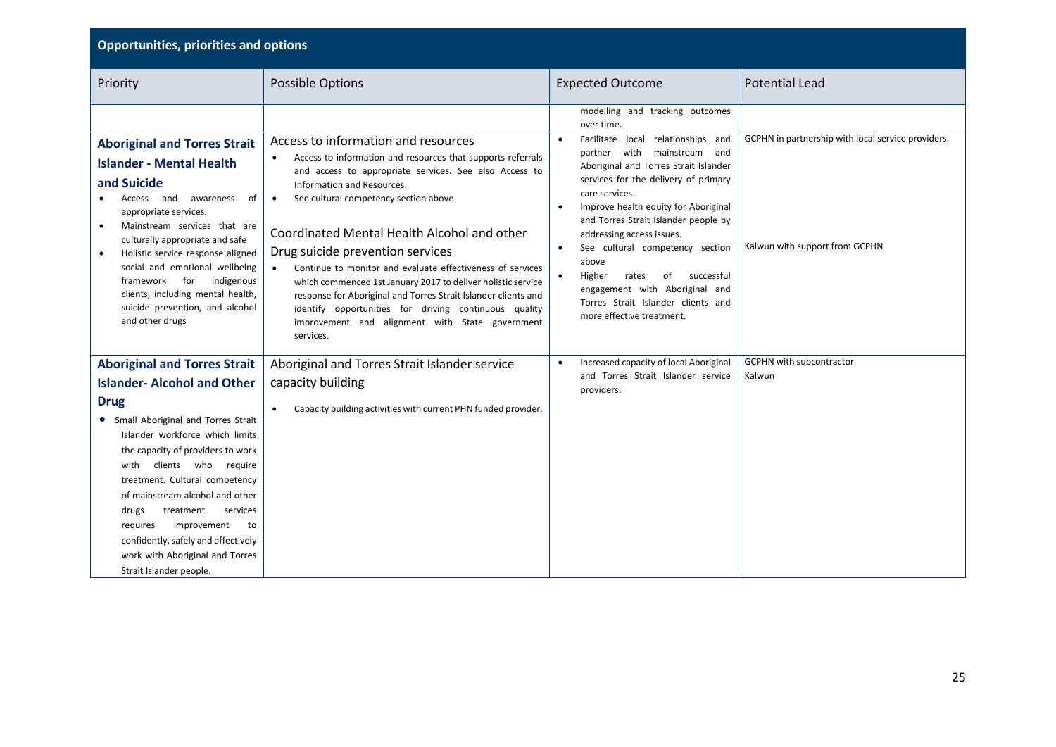## Opportunities, priorities and options

| Priority | Possible Options | Expected Outcome | Potential Lead |
|---|---|---|---|
| | | modelling and tracking outcomes over time. | |
| **Aboriginal and Torres Strait Islander - Mental Health and Suicide**<br>• Access and awareness of appropriate services.<br>• Mainstream services that are culturally appropriate and safe<br>• Holistic service response aligned social and emotional wellbeing framework for Indigenous clients, including mental health, suicide prevention, and alcohol and other drugs | Access to information and resources<br>• Access to information and resources that supports referrals and access to appropriate services. See also Access to Information and Resources.<br>• See cultural competency section above<br><br>Coordinated Mental Health Alcohol and other Drug suicide prevention services<br>• Continue to monitor and evaluate effectiveness of services which commenced 1st January 2017 to deliver holistic service response for Aboriginal and Torres Strait Islander clients and identify opportunities for driving continuous quality improvement and alignment with State government services. | • Facilitate local relationships and partner with mainstream and Aboriginal and Torres Strait Islander services for the delivery of primary care services.<br>• Improve health equity for Aboriginal and Torres Strait Islander people by addressing access issues.<br>• See cultural competency section above<br>• Higher rates of successful engagement with Aboriginal and Torres Strait Islander clients and more effective treatment. | GCPHN in partnership with local service providers.<br><br>Kalwun with support from GCPHN |
| **Aboriginal and Torres Strait Islander- Alcohol and Other Drug**<br>• Small Aboriginal and Torres Strait Islander workforce which limits the capacity of providers to work with clients who require treatment. Cultural competency of mainstream alcohol and other drugs treatment services requires improvement to confidently, safely and effectively work with Aboriginal and Torres Strait Islander people. | Aboriginal and Torres Strait Islander service capacity building<br>• Capacity building activities with current PHN funded provider. | • Increased capacity of local Aboriginal and Torres Strait Islander service providers. | GCPHN with subcontractor Kalwun |